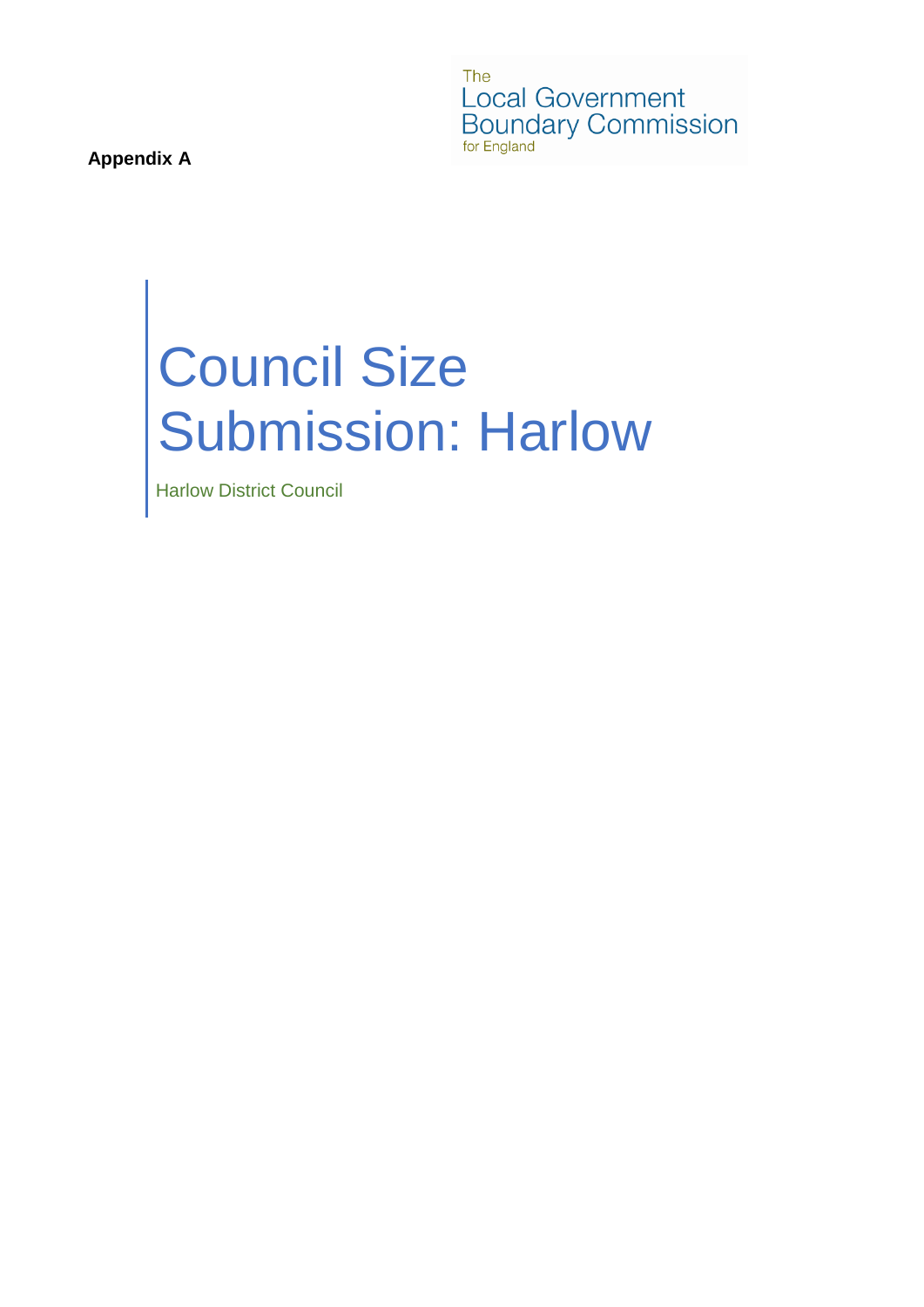The Local Government Boundary Commission for England

**Appendix A**

# Council Size Submission: Harlow

Harlow District Council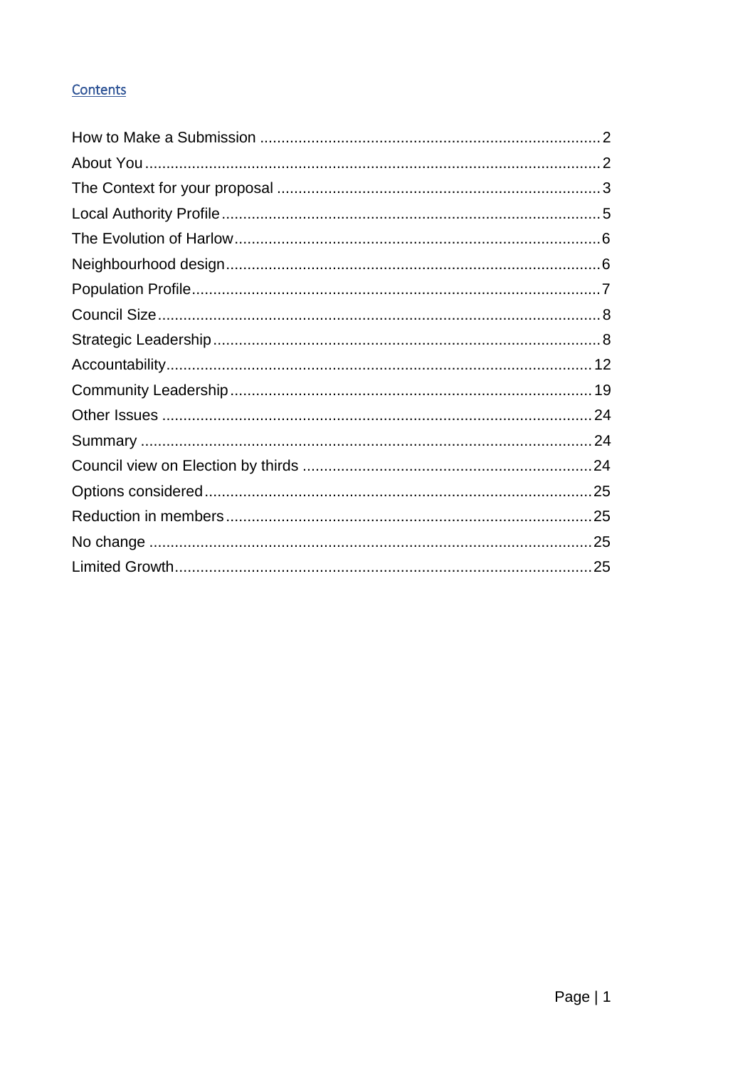## Contents

- How to Make a Submission ... 2
- About You ... 2
- The Context for your proposal ... 3
- Local Authority Profile ... 5
- The Evolution of Harlow ... 6
- Neighbourhood design ... 6
- Population Profile ... 7
- Council Size ... 8
- Strategic Leadership ... 8
- Accountability ... 12
- Community Leadership ... 19
- Other Issues ... 24
- Summary ... 24
- Council view on Election by thirds ... 24
- Options considered ... 25
- Reduction in members ... 25
- No change ... 25
- Limited Growth ... 25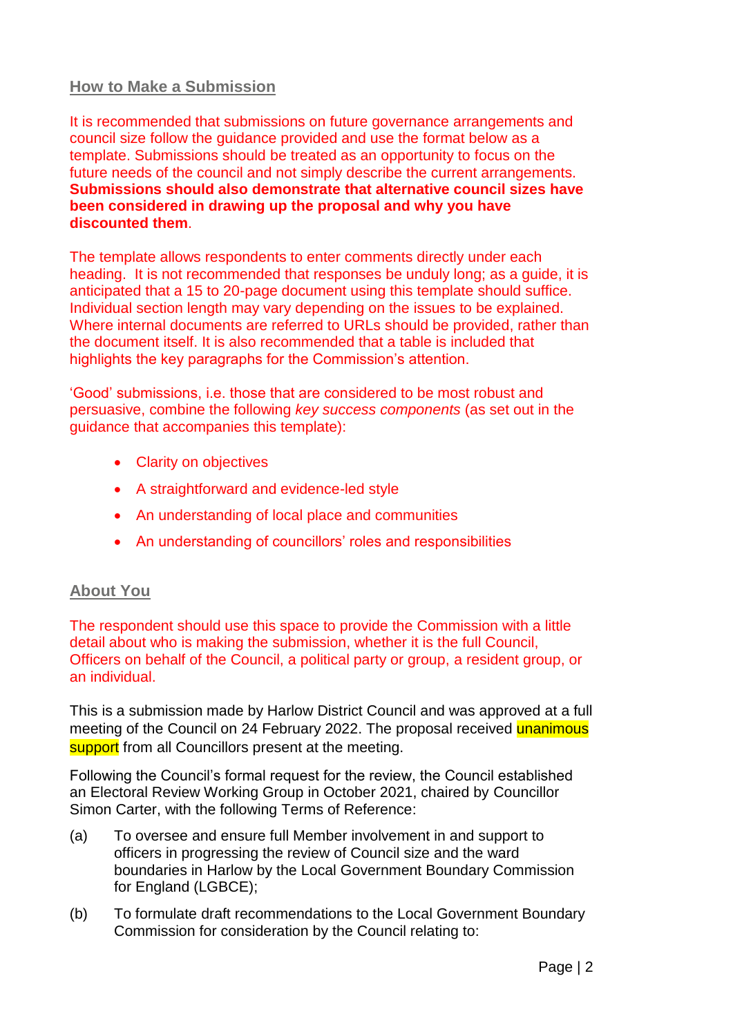## How to Make a Submission

It is recommended that submissions on future governance arrangements and council size follow the guidance provided and use the format below as a template. Submissions should be treated as an opportunity to focus on the future needs of the council and not simply describe the current arrangements. **Submissions should also demonstrate that alternative council sizes have been considered in drawing up the proposal and why you have discounted them**.

The template allows respondents to enter comments directly under each heading. It is not recommended that responses be unduly long; as a guide, it is anticipated that a 15 to 20-page document using this template should suffice. Individual section length may vary depending on the issues to be explained. Where internal documents are referred to URLs should be provided, rather than the document itself. It is also recommended that a table is included that highlights the key paragraphs for the Commission's attention.

'Good' submissions, i.e. those that are considered to be most robust and persuasive, combine the following *key success components* (as set out in the guidance that accompanies this template):

- Clarity on objectives
- A straightforward and evidence-led style
- An understanding of local place and communities
- An understanding of councillors' roles and responsibilities

## About You

The respondent should use this space to provide the Commission with a little detail about who is making the submission, whether it is the full Council, Officers on behalf of the Council, a political party or group, a resident group, or an individual.

This is a submission made by Harlow District Council and was approved at a full meeting of the Council on 24 February 2022. The proposal received unanimous support from all Councillors present at the meeting.

Following the Council's formal request for the review, the Council established an Electoral Review Working Group in October 2021, chaired by Councillor Simon Carter, with the following Terms of Reference:

(a) To oversee and ensure full Member involvement in and support to officers in progressing the review of Council size and the ward boundaries in Harlow by the Local Government Boundary Commission for England (LGBCE);

(b) To formulate draft recommendations to the Local Government Boundary Commission for consideration by the Council relating to: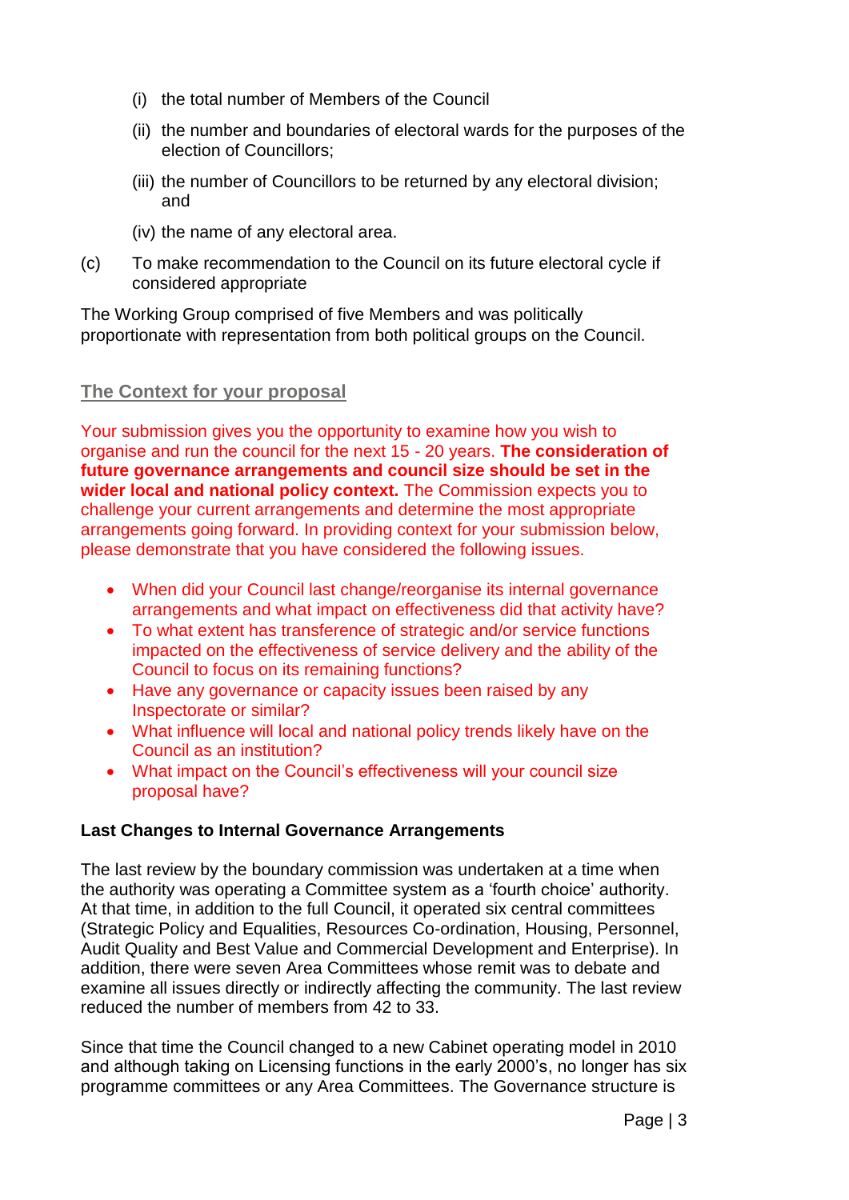(i) the total number of Members of the Council

(ii) the number and boundaries of electoral wards for the purposes of the election of Councillors;

(iii) the number of Councillors to be returned by any electoral division; and

(iv) the name of any electoral area.

(c) To make recommendation to the Council on its future electoral cycle if considered appropriate

The Working Group comprised of five Members and was politically proportionate with representation from both political groups on the Council.

## The Context for your proposal

Your submission gives you the opportunity to examine how you wish to organise and run the council for the next 15 - 20 years. **The consideration of future governance arrangements and council size should be set in the wider local and national policy context.** The Commission expects you to challenge your current arrangements and determine the most appropriate arrangements going forward. In providing context for your submission below, please demonstrate that you have considered the following issues.

- When did your Council last change/reorganise its internal governance arrangements and what impact on effectiveness did that activity have?
- To what extent has transference of strategic and/or service functions impacted on the effectiveness of service delivery and the ability of the Council to focus on its remaining functions?
- Have any governance or capacity issues been raised by any Inspectorate or similar?
- What influence will local and national policy trends likely have on the Council as an institution?
- What impact on the Council's effectiveness will your council size proposal have?

### Last Changes to Internal Governance Arrangements

The last review by the boundary commission was undertaken at a time when the authority was operating a Committee system as a 'fourth choice' authority. At that time, in addition to the full Council, it operated six central committees (Strategic Policy and Equalities, Resources Co-ordination, Housing, Personnel, Audit Quality and Best Value and Commercial Development and Enterprise). In addition, there were seven Area Committees whose remit was to debate and examine all issues directly or indirectly affecting the community. The last review reduced the number of members from 42 to 33.

Since that time the Council changed to a new Cabinet operating model in 2010 and although taking on Licensing functions in the early 2000's, no longer has six programme committees or any Area Committees. The Governance structure is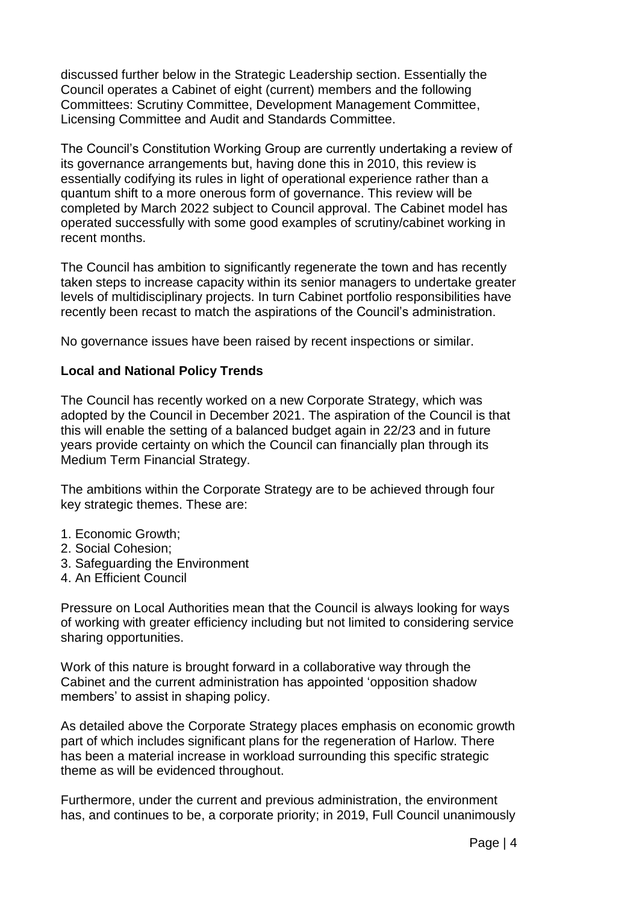discussed further below in the Strategic Leadership section. Essentially the Council operates a Cabinet of eight (current) members and the following Committees: Scrutiny Committee, Development Management Committee, Licensing Committee and Audit and Standards Committee.

The Council's Constitution Working Group are currently undertaking a review of its governance arrangements but, having done this in 2010, this review is essentially codifying its rules in light of operational experience rather than a quantum shift to a more onerous form of governance. This review will be completed by March 2022 subject to Council approval. The Cabinet model has operated successfully with some good examples of scrutiny/cabinet working in recent months.

The Council has ambition to significantly regenerate the town and has recently taken steps to increase capacity within its senior managers to undertake greater levels of multidisciplinary projects. In turn Cabinet portfolio responsibilities have recently been recast to match the aspirations of the Council's administration.

No governance issues have been raised by recent inspections or similar.

**Local and National Policy Trends**

The Council has recently worked on a new Corporate Strategy, which was adopted by the Council in December 2021. The aspiration of the Council is that this will enable the setting of a balanced budget again in 22/23 and in future years provide certainty on which the Council can financially plan through its Medium Term Financial Strategy.

The ambitions within the Corporate Strategy are to be achieved through four key strategic themes. These are:

1. Economic Growth;
2. Social Cohesion;
3. Safeguarding the Environment
4. An Efficient Council

Pressure on Local Authorities mean that the Council is always looking for ways of working with greater efficiency including but not limited to considering service sharing opportunities.

Work of this nature is brought forward in a collaborative way through the Cabinet and the current administration has appointed 'opposition shadow members' to assist in shaping policy.

As detailed above the Corporate Strategy places emphasis on economic growth part of which includes significant plans for the regeneration of Harlow. There has been a material increase in workload surrounding this specific strategic theme as will be evidenced throughout.

Furthermore, under the current and previous administration, the environment has, and continues to be, a corporate priority; in 2019, Full Council unanimously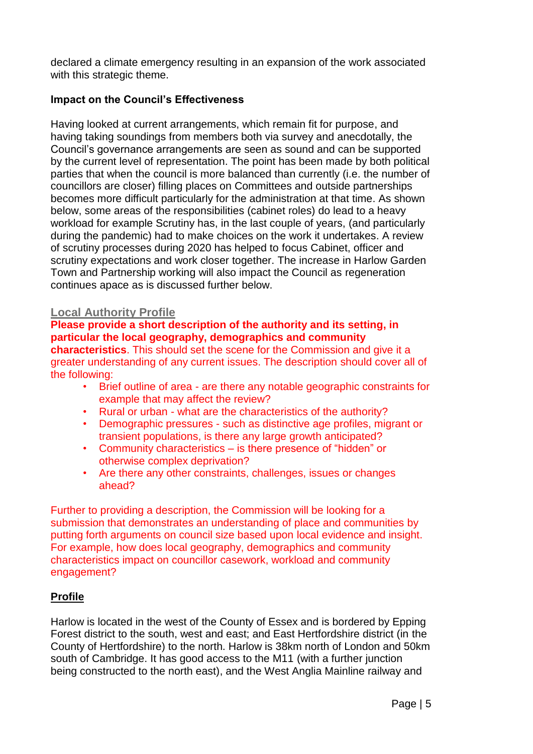declared a climate emergency resulting in an expansion of the work associated with this strategic theme.

**Impact on the Council's Effectiveness**

Having looked at current arrangements, which remain fit for purpose, and having taking soundings from members both via survey and anecdotally, the Council's governance arrangements are seen as sound and can be supported by the current level of representation. The point has been made by both political parties that when the council is more balanced than currently (i.e. the number of councillors are closer) filling places on Committees and outside partnerships becomes more difficult particularly for the administration at that time. As shown below, some areas of the responsibilities (cabinet roles) do lead to a heavy workload for example Scrutiny has, in the last couple of years, (and particularly during the pandemic) had to make choices on the work it undertakes. A review of scrutiny processes during 2020 has helped to focus Cabinet, officer and scrutiny expectations and work closer together. The increase in Harlow Garden Town and Partnership working will also impact the Council as regeneration continues apace as is discussed further below.

## Local Authority Profile

**Please provide a short description of the authority and its setting, in particular the local geography, demographics and community characteristics**. This should set the scene for the Commission and give it a greater understanding of any current issues. The description should cover all of the following:

- Brief outline of area - are there any notable geographic constraints for example that may affect the review?
- Rural or urban - what are the characteristics of the authority?
- Demographic pressures - such as distinctive age profiles, migrant or transient populations, is there any large growth anticipated?
- Community characteristics – is there presence of "hidden" or otherwise complex deprivation?
- Are there any other constraints, challenges, issues or changes ahead?

Further to providing a description, the Commission will be looking for a submission that demonstrates an understanding of place and communities by putting forth arguments on council size based upon local evidence and insight. For example, how does local geography, demographics and community characteristics impact on councillor casework, workload and community engagement?

## Profile

Harlow is located in the west of the County of Essex and is bordered by Epping Forest district to the south, west and east; and East Hertfordshire district (in the County of Hertfordshire) to the north. Harlow is 38km north of London and 50km south of Cambridge. It has good access to the M11 (with a further junction being constructed to the north east), and the West Anglia Mainline railway and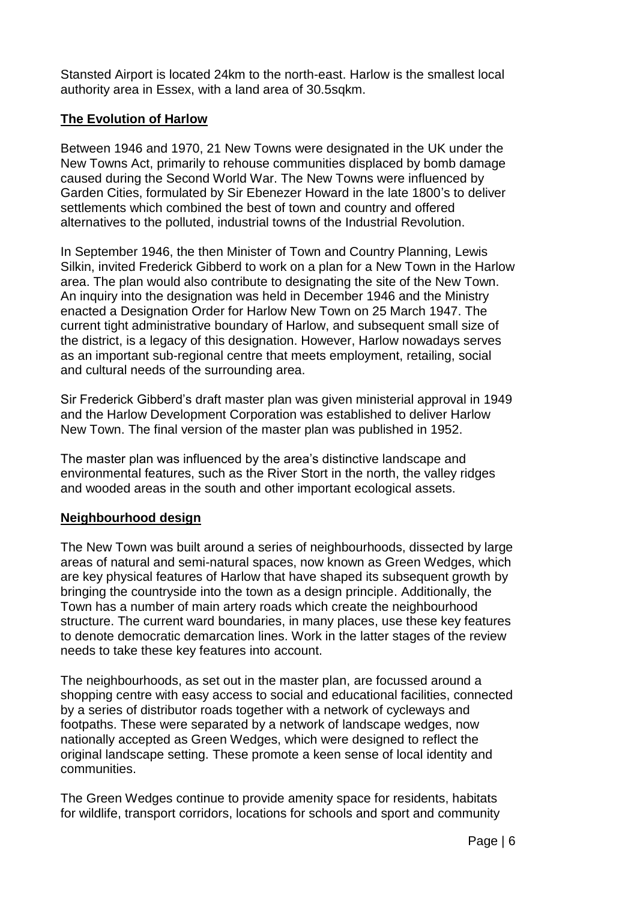Stansted Airport is located 24km to the north-east. Harlow is the smallest local authority area in Essex, with a land area of 30.5sqkm.

## The Evolution of Harlow

Between 1946 and 1970, 21 New Towns were designated in the UK under the New Towns Act, primarily to rehouse communities displaced by bomb damage caused during the Second World War. The New Towns were influenced by Garden Cities, formulated by Sir Ebenezer Howard in the late 1800's to deliver settlements which combined the best of town and country and offered alternatives to the polluted, industrial towns of the Industrial Revolution.

In September 1946, the then Minister of Town and Country Planning, Lewis Silkin, invited Frederick Gibberd to work on a plan for a New Town in the Harlow area. The plan would also contribute to designating the site of the New Town. An inquiry into the designation was held in December 1946 and the Ministry enacted a Designation Order for Harlow New Town on 25 March 1947. The current tight administrative boundary of Harlow, and subsequent small size of the district, is a legacy of this designation. However, Harlow nowadays serves as an important sub-regional centre that meets employment, retailing, social and cultural needs of the surrounding area.

Sir Frederick Gibberd's draft master plan was given ministerial approval in 1949 and the Harlow Development Corporation was established to deliver Harlow New Town. The final version of the master plan was published in 1952.

The master plan was influenced by the area's distinctive landscape and environmental features, such as the River Stort in the north, the valley ridges and wooded areas in the south and other important ecological assets.

## Neighbourhood design

The New Town was built around a series of neighbourhoods, dissected by large areas of natural and semi-natural spaces, now known as Green Wedges, which are key physical features of Harlow that have shaped its subsequent growth by bringing the countryside into the town as a design principle. Additionally, the Town has a number of main artery roads which create the neighbourhood structure. The current ward boundaries, in many places, use these key features to denote democratic demarcation lines. Work in the latter stages of the review needs to take these key features into account.

The neighbourhoods, as set out in the master plan, are focussed around a shopping centre with easy access to social and educational facilities, connected by a series of distributor roads together with a network of cycleways and footpaths. These were separated by a network of landscape wedges, now nationally accepted as Green Wedges, which were designed to reflect the original landscape setting. These promote a keen sense of local identity and communities.

The Green Wedges continue to provide amenity space for residents, habitats for wildlife, transport corridors, locations for schools and sport and community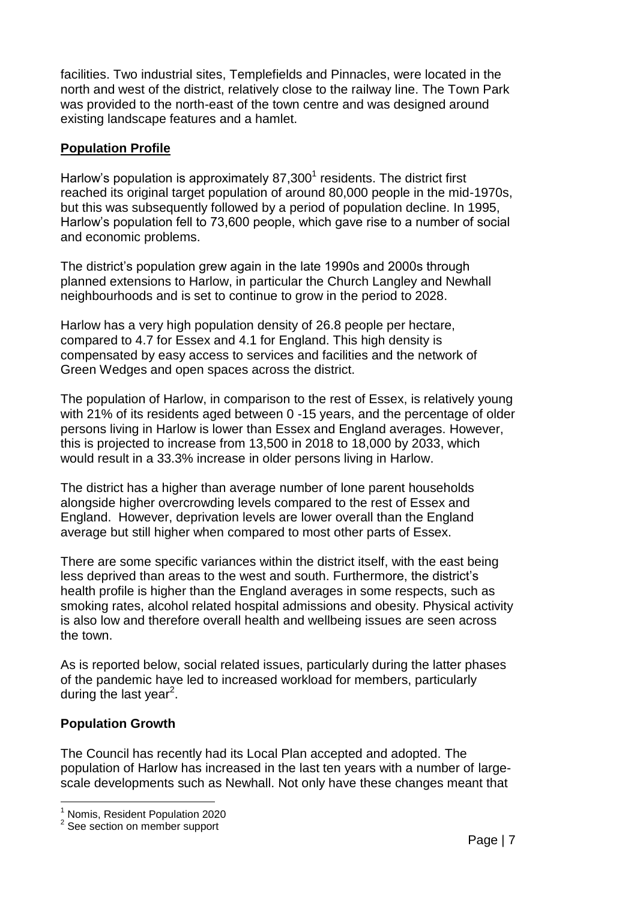facilities. Two industrial sites, Templefields and Pinnacles, were located in the north and west of the district, relatively close to the railway line. The Town Park was provided to the north-east of the town centre and was designed around existing landscape features and a hamlet.

## Population Profile

Harlow's population is approximately 87,300[1] residents. The district first reached its original target population of around 80,000 people in the mid-1970s, but this was subsequently followed by a period of population decline. In 1995, Harlow's population fell to 73,600 people, which gave rise to a number of social and economic problems.

The district's population grew again in the late 1990s and 2000s through planned extensions to Harlow, in particular the Church Langley and Newhall neighbourhoods and is set to continue to grow in the period to 2028.

Harlow has a very high population density of 26.8 people per hectare, compared to 4.7 for Essex and 4.1 for England. This high density is compensated by easy access to services and facilities and the network of Green Wedges and open spaces across the district.

The population of Harlow, in comparison to the rest of Essex, is relatively young with 21% of its residents aged between 0 -15 years, and the percentage of older persons living in Harlow is lower than Essex and England averages. However, this is projected to increase from 13,500 in 2018 to 18,000 by 2033, which would result in a 33.3% increase in older persons living in Harlow.

The district has a higher than average number of lone parent households alongside higher overcrowding levels compared to the rest of Essex and England. However, deprivation levels are lower overall than the England average but still higher when compared to most other parts of Essex.

There are some specific variances within the district itself, with the east being less deprived than areas to the west and south. Furthermore, the district's health profile is higher than the England averages in some respects, such as smoking rates, alcohol related hospital admissions and obesity. Physical activity is also low and therefore overall health and wellbeing issues are seen across the town.

As is reported below, social related issues, particularly during the latter phases of the pandemic have led to increased workload for members, particularly during the last year[2].

### Population Growth

The Council has recently had its Local Plan accepted and adopted. The population of Harlow has increased in the last ten years with a number of large-scale developments such as Newhall. Not only have these changes meant that

---

[1] Nomis, Resident Population 2020

[2] See section on member support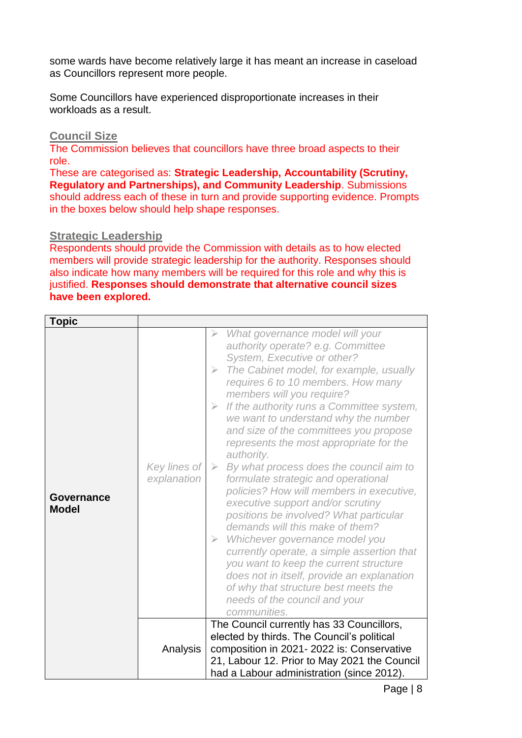some wards have become relatively large it has meant an increase in caseload as Councillors represent more people.

Some Councillors have experienced disproportionate increases in their workloads as a result.

## Council Size

The Commission believes that councillors have three broad aspects to their role.
These are categorised as: **Strategic Leadership, Accountability (Scrutiny, Regulatory and Partnerships), and Community Leadership**. Submissions should address each of these in turn and provide supporting evidence. Prompts in the boxes below should help shape responses.

### Strategic Leadership

Respondents should provide the Commission with details as to how elected members will provide strategic leadership for the authority. Responses should also indicate how many members will be required for this role and why this is justified. **Responses should demonstrate that alternative council sizes have been explored.**

| Topic | | |
|---|---|---|
| **Governance Model** | *Key lines of explanation* | ➢ *What governance model will your authority operate? e.g. Committee System, Executive or other?*<br>➢ *The Cabinet model, for example, usually requires 6 to 10 members. How many members will you require?*<br>➢ *If the authority runs a Committee system, we want to understand why the number and size of the committees you propose represents the most appropriate for the authority.*<br>➢ *By what process does the council aim to formulate strategic and operational policies? How will members in executive, executive support and/or scrutiny positions be involved? What particular demands will this make of them?*<br>➢ *Whichever governance model you currently operate, a simple assertion that you want to keep the current structure does not in itself, provide an explanation of why that structure best meets the needs of the council and your communities.* |
| | Analysis | The Council currently has 33 Councillors, elected by thirds. The Council's political composition in 2021- 2022 is: Conservative 21, Labour 12. Prior to May 2021 the Council had a Labour administration (since 2012). |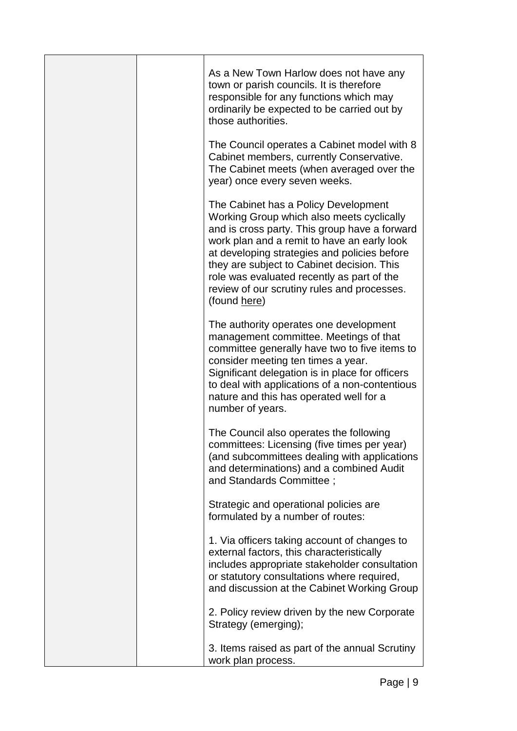| | | |
|---|---|---|
| | | As a New Town Harlow does not have any town or parish councils. It is therefore responsible for any functions which may ordinarily be expected to be carried out by those authorities.<br><br>The Council operates a Cabinet model with 8 Cabinet members, currently Conservative. The Cabinet meets (when averaged over the year) once every seven weeks.<br><br>The Cabinet has a Policy Development Working Group which also meets cyclically and is cross party. This group have a forward work plan and a remit to have an early look at developing strategies and policies before they are subject to Cabinet decision. This role was evaluated recently as part of the review of our scrutiny rules and processes. (found here)<br><br>The authority operates one development management committee. Meetings of that committee generally have two to five items to consider meeting ten times a year. Significant delegation is in place for officers to deal with applications of a non-contentious nature and this has operated well for a number of years.<br><br>The Council also operates the following committees: Licensing (five times per year) (and subcommittees dealing with applications and determinations) and a combined Audit and Standards Committee ;<br><br>Strategic and operational policies are formulated by a number of routes:<br><br>1. Via officers taking account of changes to external factors, this characteristically includes appropriate stakeholder consultation or statutory consultations where required, and discussion at the Cabinet Working Group<br><br>2. Policy review driven by the new Corporate Strategy (emerging);<br><br>3. Items raised as part of the annual Scrutiny work plan process. |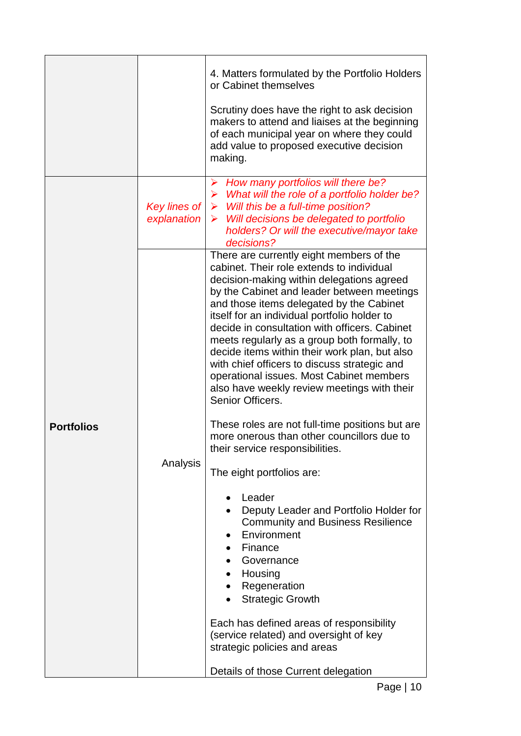| | | |
|---|---|---|
| | | 4. Matters formulated by the Portfolio Holders or Cabinet themselves<br><br>Scrutiny does have the right to ask decision makers to attend and liaises at the beginning of each municipal year on where they could add value to proposed executive decision making. |
| **Portfolios** | *Key lines of explanation* | ➢ *How many portfolios will there be?*<br>➢ *What will the role of a portfolio holder be?*<br>➢ *Will this be a full-time position?*<br>➢ *Will decisions be delegated to portfolio holders? Or will the executive/mayor take decisions?* |
| | Analysis | There are currently eight members of the cabinet. Their role extends to individual decision-making within delegations agreed by the Cabinet and leader between meetings and those items delegated by the Cabinet itself for an individual portfolio holder to decide in consultation with officers. Cabinet meets regularly as a group both formally, to decide items within their work plan, but also with chief officers to discuss strategic and operational issues. Most Cabinet members also have weekly review meetings with their Senior Officers.<br><br>These roles are not full-time positions but are more onerous than other councillors due to their service responsibilities.<br><br>The eight portfolios are:<br><br>• Leader<br>• Deputy Leader and Portfolio Holder for Community and Business Resilience<br>• Environment<br>• Finance<br>• Governance<br>• Housing<br>• Regeneration<br>• Strategic Growth<br><br>Each has defined areas of responsibility (service related) and oversight of key strategic policies and areas<br><br>Details of those Current delegation |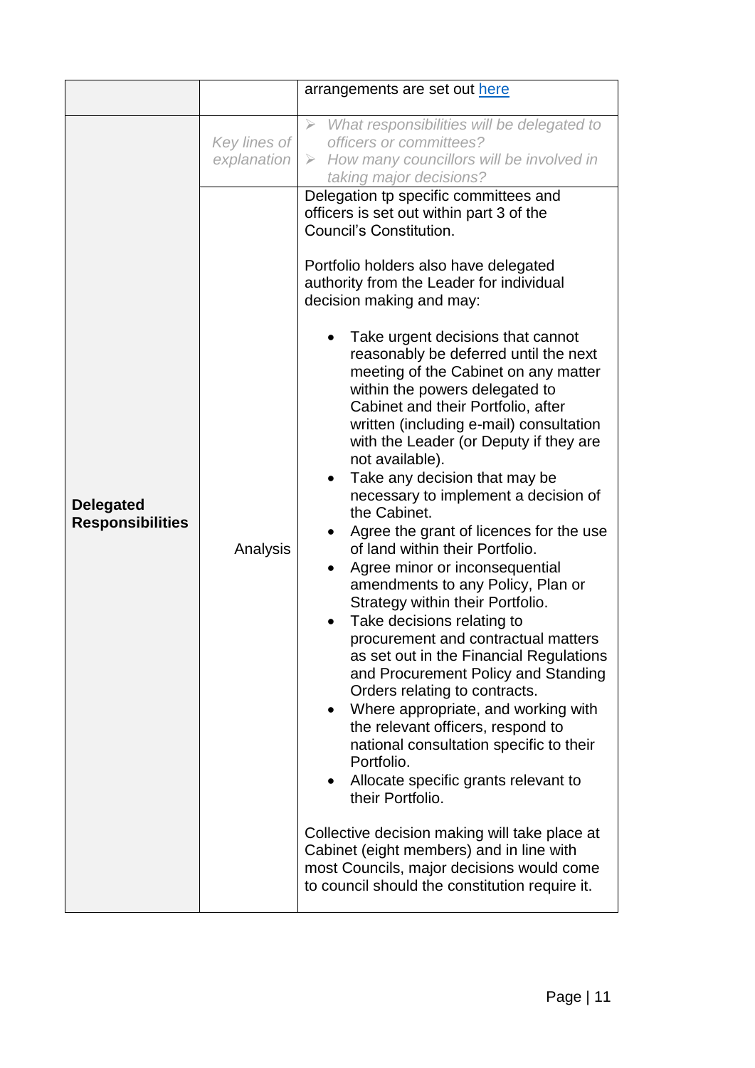| | | |
|---|---|---|
| | | arrangements are set out [here](#) |
| **Delegated Responsibilities** | *Key lines of explanation* | ➢ *What responsibilities will be delegated to officers or committees?*<br>➢ *How many councillors will be involved in taking major decisions?* |
| | Analysis | Delegation tp specific committees and officers is set out within part 3 of the Council's Constitution.<br><br>Portfolio holders also have delegated authority from the Leader for individual decision making and may:<br><br>• Take urgent decisions that cannot reasonably be deferred until the next meeting of the Cabinet on any matter within the powers delegated to Cabinet and their Portfolio, after written (including e-mail) consultation with the Leader (or Deputy if they are not available).<br>• Take any decision that may be necessary to implement a decision of the Cabinet.<br>• Agree the grant of licences for the use of land within their Portfolio.<br>• Agree minor or inconsequential amendments to any Policy, Plan or Strategy within their Portfolio.<br>• Take decisions relating to procurement and contractual matters as set out in the Financial Regulations and Procurement Policy and Standing Orders relating to contracts.<br>• Where appropriate, and working with the relevant officers, respond to national consultation specific to their Portfolio.<br>• Allocate specific grants relevant to their Portfolio.<br><br>Collective decision making will take place at Cabinet (eight members) and in line with most Councils, major decisions would come to council should the constitution require it. |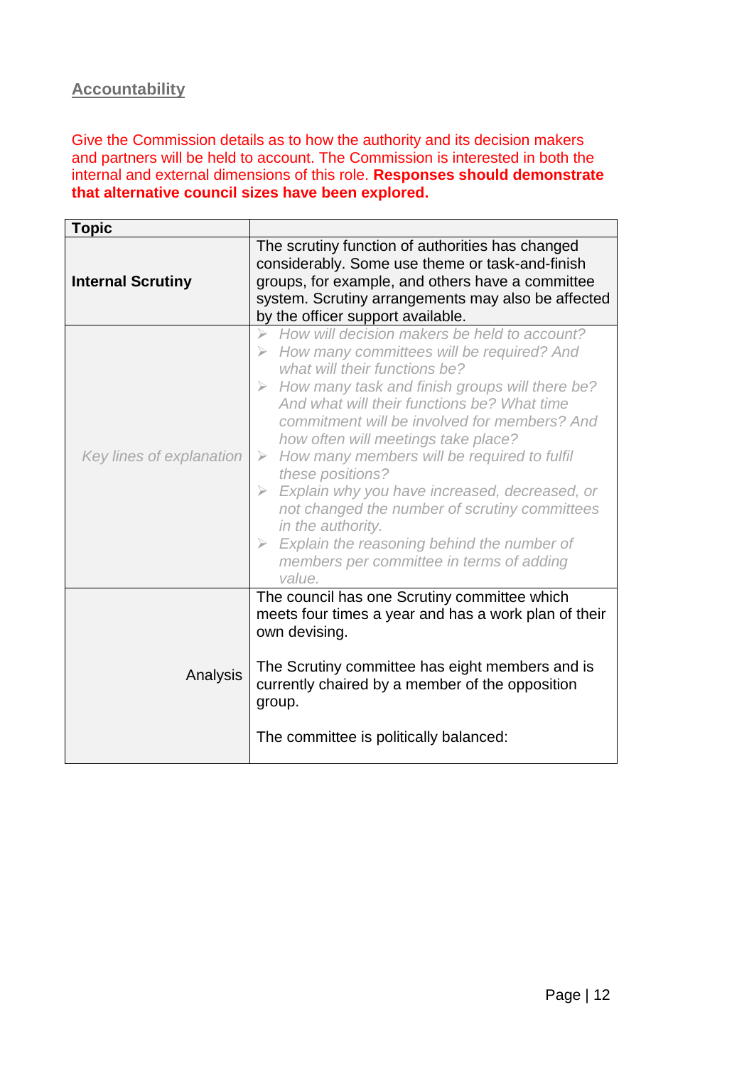## Accountability

Give the Commission details as to how the authority and its decision makers and partners will be held to account. The Commission is interested in both the internal and external dimensions of this role. **Responses should demonstrate that alternative council sizes have been explored.**

| Topic | |
|---|---|
| **Internal Scrutiny** | The scrutiny function of authorities has changed considerably. Some use theme or task-and-finish groups, for example, and others have a committee system. Scrutiny arrangements may also be affected by the officer support available. |
| *Key lines of explanation* | *➢ How will decision makers be held to account?* <br> *➢ How many committees will be required? And what will their functions be?* <br> *➢ How many task and finish groups will there be? And what will their functions be? What time commitment will be involved for members? And how often will meetings take place?* <br> *➢ How many members will be required to fulfil these positions?* <br> *➢ Explain why you have increased, decreased, or not changed the number of scrutiny committees in the authority.* <br> *➢ Explain the reasoning behind the number of members per committee in terms of adding value.* |
| Analysis | The council has one Scrutiny committee which meets four times a year and has a work plan of their own devising. <br><br> The Scrutiny committee has eight members and is currently chaired by a member of the opposition group. <br><br> The committee is politically balanced: |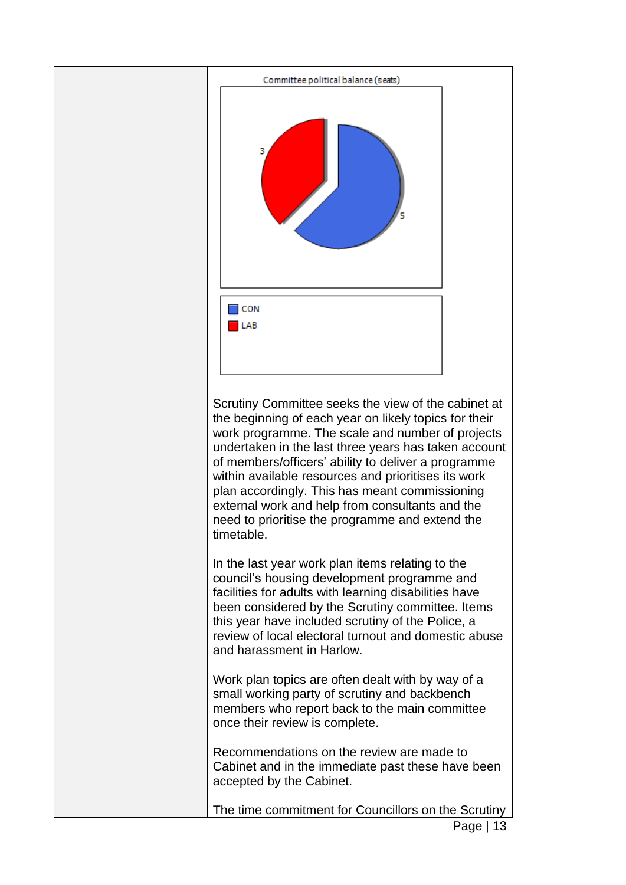Committee political balance (seats)

3

5

CON

LAB

Scrutiny Committee seeks the view of the cabinet at the beginning of each year on likely topics for their work programme. The scale and number of projects undertaken in the last three years has taken account of members/officers' ability to deliver a programme within available resources and prioritises its work plan accordingly. This has meant commissioning external work and help from consultants and the need to prioritise the programme and extend the timetable.

In the last year work plan items relating to the council's housing development programme and facilities for adults with learning disabilities have been considered by the Scrutiny committee. Items this year have included scrutiny of the Police, a review of local electoral turnout and domestic abuse and harassment in Harlow.

Work plan topics are often dealt with by way of a small working party of scrutiny and backbench members who report back to the main committee once their review is complete.

Recommendations on the review are made to Cabinet and in the immediate past these have been accepted by the Cabinet.

The time commitment for Councillors on the Scrutiny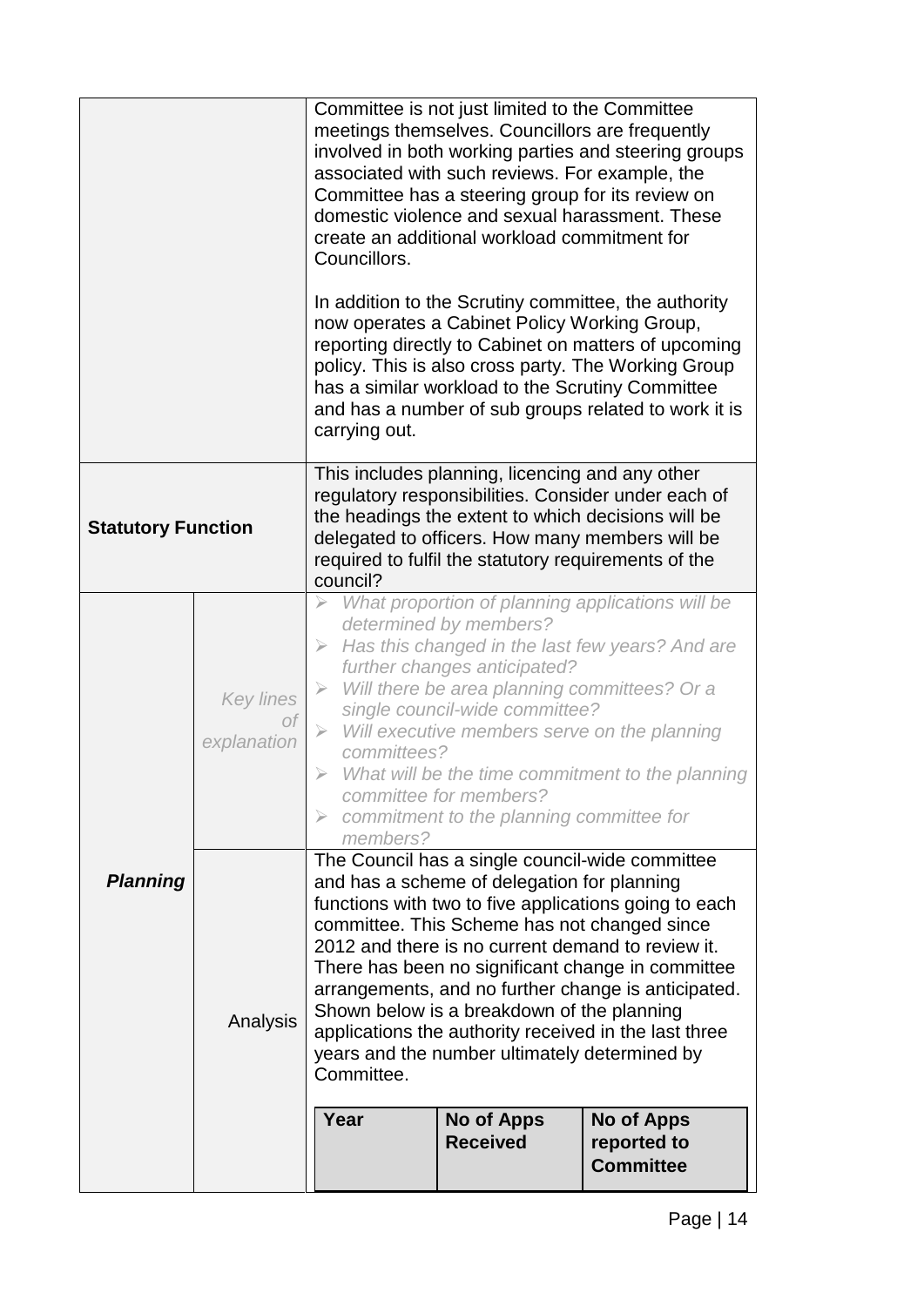| | | |
|---|---|---|
| | | Committee is not just limited to the Committee meetings themselves. Councillors are frequently involved in both working parties and steering groups associated with such reviews. For example, the Committee has a steering group for its review on domestic violence and sexual harassment. These create an additional workload commitment for Councillors.<br><br>In addition to the Scrutiny committee, the authority now operates a Cabinet Policy Working Group, reporting directly to Cabinet on matters of upcoming policy. This is also cross party. The Working Group has a similar workload to the Scrutiny Committee and has a number of sub groups related to work it is carrying out. |
| **Statutory Function** | | This includes planning, licencing and any other regulatory responsibilities. Consider under each of the headings the extent to which decisions will be delegated to officers. How many members will be required to fulfil the statutory requirements of the council? |
| ***Planning*** | *Key lines of explanation* | ➢ *What proportion of planning applications will be determined by members?*<br>➢ *Has this changed in the last few years? And are further changes anticipated?*<br>➢ *Will there be area planning committees? Or a single council-wide committee?*<br>➢ *Will executive members serve on the planning committees?*<br>➢ *What will be the time commitment to the planning committee for members?*<br>➢ *commitment to the planning committee for members?* |
| | Analysis | The Council has a single council-wide committee and has a scheme of delegation for planning functions with two to five applications going to each committee. This Scheme has not changed since 2012 and there is no current demand to review it. There has been no significant change in committee arrangements, and no further change is anticipated. Shown below is a breakdown of the planning applications the authority received in the last three years and the number ultimately determined by Committee. |

| Year | No of Apps Received | No of Apps reported to Committee |
|---|---|---|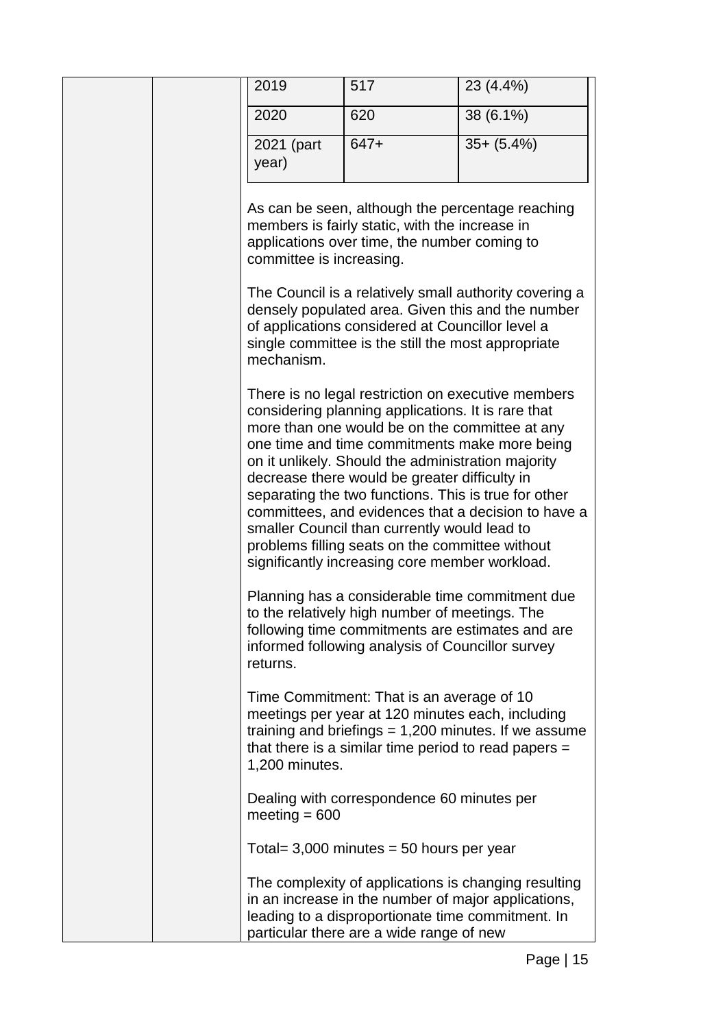| | | |
|---|---|---|
| 2019 | 517 | 23 (4.4%) |
| 2020 | 620 | 38 (6.1%) |
| 2021 (part year) | 647+ | 35+ (5.4%) |

As can be seen, although the percentage reaching members is fairly static, with the increase in applications over time, the number coming to committee is increasing.

The Council is a relatively small authority covering a densely populated area. Given this and the number of applications considered at Councillor level a single committee is the still the most appropriate mechanism.

There is no legal restriction on executive members considering planning applications. It is rare that more than one would be on the committee at any one time and time commitments make more being on it unlikely. Should the administration majority decrease there would be greater difficulty in separating the two functions. This is true for other committees, and evidences that a decision to have a smaller Council than currently would lead to problems filling seats on the committee without significantly increasing core member workload.

Planning has a considerable time commitment due to the relatively high number of meetings. The following time commitments are estimates and are informed following analysis of Councillor survey returns.

Time Commitment: That is an average of 10 meetings per year at 120 minutes each, including training and briefings = 1,200 minutes. If we assume that there is a similar time period to read papers = 1,200 minutes.

Dealing with correspondence 60 minutes per meeting = 600

Total= 3,000 minutes = 50 hours per year

The complexity of applications is changing resulting in an increase in the number of major applications, leading to a disproportionate time commitment. In particular there are a wide range of new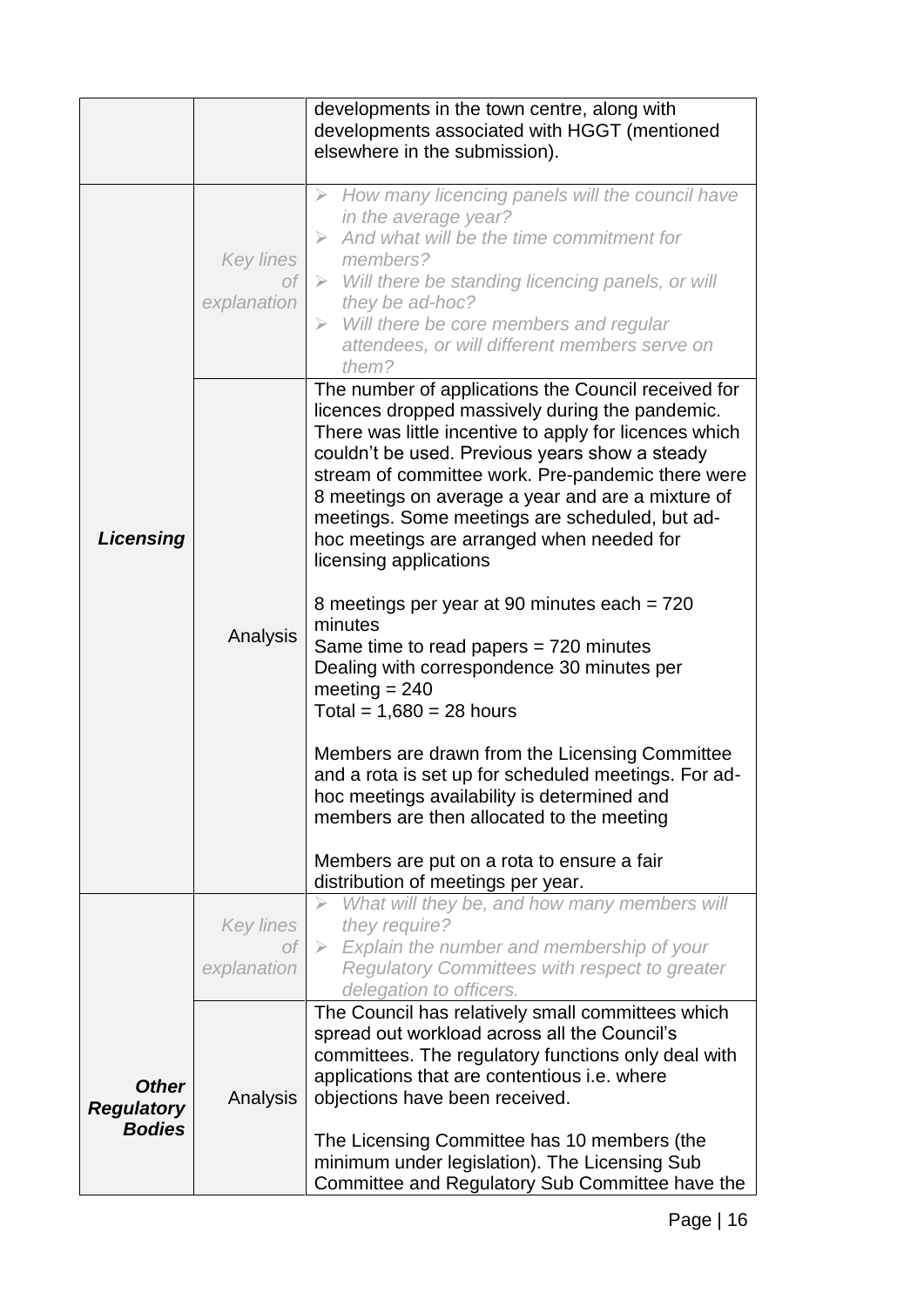| | | |
|---|---|---|
| | | developments in the town centre, along with developments associated with HGGT (mentioned elsewhere in the submission). |
| ***Licensing*** | *Key lines of explanation* | ➢ *How many licencing panels will the council have in the average year?*<br>➢ *And what will be the time commitment for members?*<br>➢ *Will there be standing licencing panels, or will they be ad-hoc?*<br>➢ *Will there be core members and regular attendees, or will different members serve on them?* |
| | Analysis | The number of applications the Council received for licences dropped massively during the pandemic. There was little incentive to apply for licences which couldn't be used. Previous years show a steady stream of committee work. Pre-pandemic there were 8 meetings on average a year and are a mixture of meetings. Some meetings are scheduled, but ad-hoc meetings are arranged when needed for licensing applications<br><br>8 meetings per year at 90 minutes each = 720 minutes<br>Same time to read papers = 720 minutes<br>Dealing with correspondence 30 minutes per meeting = 240<br>Total = 1,680 = 28 hours<br><br>Members are drawn from the Licensing Committee and a rota is set up for scheduled meetings. For ad-hoc meetings availability is determined and members are then allocated to the meeting<br><br>Members are put on a rota to ensure a fair distribution of meetings per year. |
| ***Other Regulatory Bodies*** | *Key lines of explanation* | ➢ *What will they be, and how many members will they require?*<br>➢ *Explain the number and membership of your Regulatory Committees with respect to greater delegation to officers.* |
| | Analysis | The Council has relatively small committees which spread out workload across all the Council's committees. The regulatory functions only deal with applications that are contentious i.e. where objections have been received.<br><br>The Licensing Committee has 10 members (the minimum under legislation). The Licensing Sub Committee and Regulatory Sub Committee have the |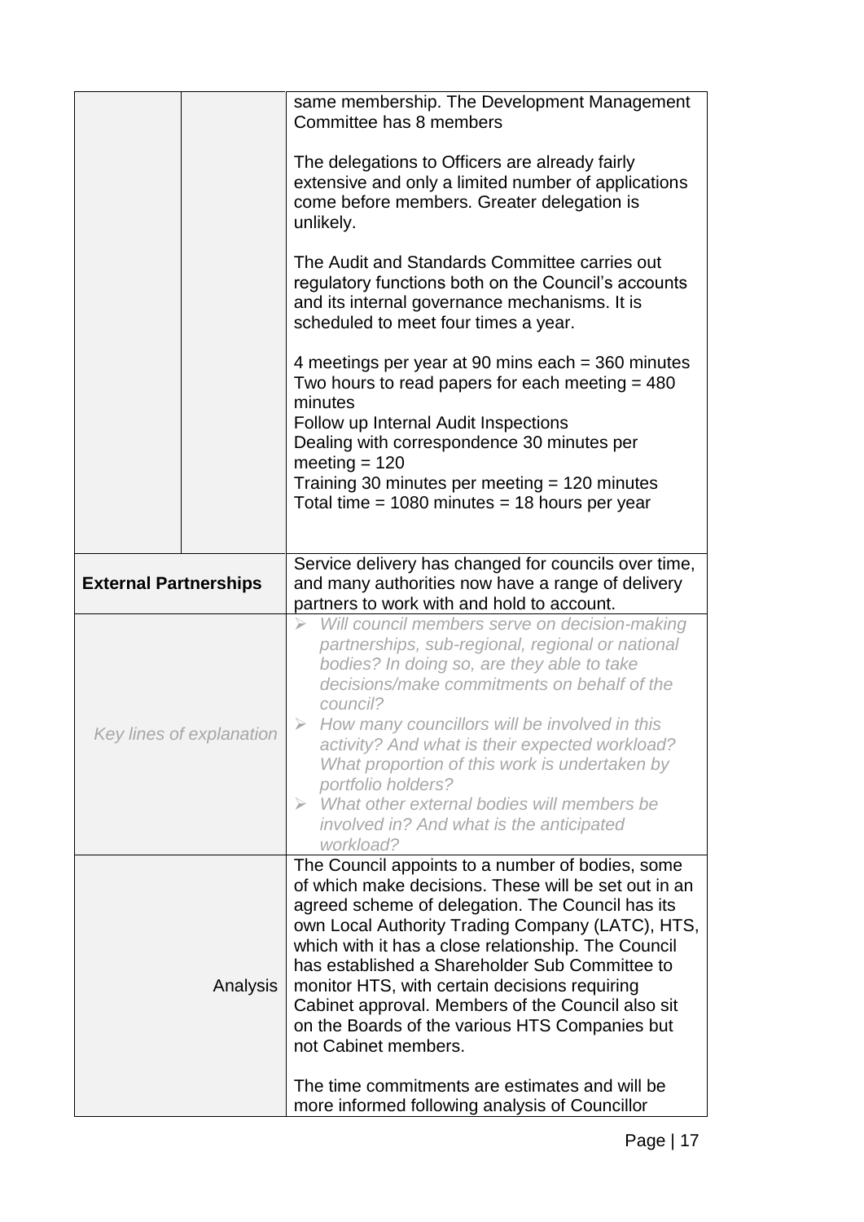| | | |
|---|---|---|
| | | same membership. The Development Management Committee has 8 members<br><br>The delegations to Officers are already fairly extensive and only a limited number of applications come before members. Greater delegation is unlikely.<br><br>The Audit and Standards Committee carries out regulatory functions both on the Council's accounts and its internal governance mechanisms. It is scheduled to meet four times a year.<br><br>4 meetings per year at 90 mins each = 360 minutes<br>Two hours to read papers for each meeting = 480 minutes<br>Follow up Internal Audit Inspections<br>Dealing with correspondence 30 minutes per meeting = 120<br>Training 30 minutes per meeting = 120 minutes<br>Total time = 1080 minutes = 18 hours per year |
| **External Partnerships** | | Service delivery has changed for councils over time, and many authorities now have a range of delivery partners to work with and hold to account. |
| *Key lines of explanation* | | ➢ *Will council members serve on decision-making partnerships, sub-regional, regional or national bodies? In doing so, are they able to take decisions/make commitments on behalf of the council?*<br>➢ *How many councillors will be involved in this activity? And what is their expected workload? What proportion of this work is undertaken by portfolio holders?*<br>➢ *What other external bodies will members be involved in? And what is the anticipated workload?* |
| Analysis | | The Council appoints to a number of bodies, some of which make decisions. These will be set out in an agreed scheme of delegation. The Council has its own Local Authority Trading Company (LATC), HTS, which with it has a close relationship. The Council has established a Shareholder Sub Committee to monitor HTS, with certain decisions requiring Cabinet approval. Members of the Council also sit on the Boards of the various HTS Companies but not Cabinet members.<br><br>The time commitments are estimates and will be more informed following analysis of Councillor |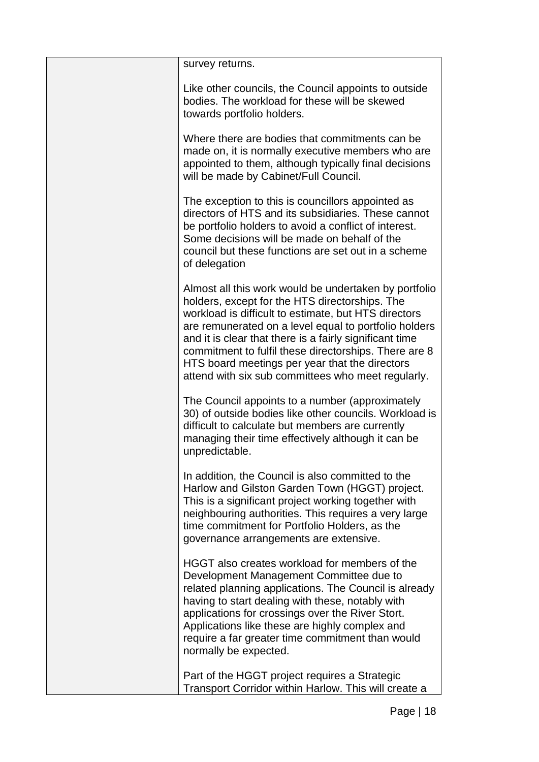| | survey returns.<br><br>Like other councils, the Council appoints to outside bodies. The workload for these will be skewed towards portfolio holders.<br><br>Where there are bodies that commitments can be made on, it is normally executive members who are appointed to them, although typically final decisions will be made by Cabinet/Full Council.<br><br>The exception to this is councillors appointed as directors of HTS and its subsidiaries. These cannot be portfolio holders to avoid a conflict of interest. Some decisions will be made on behalf of the council but these functions are set out in a scheme of delegation<br><br>Almost all this work would be undertaken by portfolio holders, except for the HTS directorships. The workload is difficult to estimate, but HTS directors are remunerated on a level equal to portfolio holders and it is clear that there is a fairly significant time commitment to fulfil these directorships. There are 8 HTS board meetings per year that the directors attend with six sub committees who meet regularly.<br><br>The Council appoints to a number (approximately 30) of outside bodies like other councils. Workload is difficult to calculate but members are currently managing their time effectively although it can be unpredictable.<br><br>In addition, the Council is also committed to the Harlow and Gilston Garden Town (HGGT) project. This is a significant project working together with neighbouring authorities. This requires a very large time commitment for Portfolio Holders, as the governance arrangements are extensive.<br><br>HGGT also creates workload for members of the Development Management Committee due to related planning applications. The Council is already having to start dealing with these, notably with applications for crossings over the River Stort. Applications like these are highly complex and require a far greater time commitment than would normally be expected.<br><br>Part of the HGGT project requires a Strategic Transport Corridor within Harlow. This will create a |
|---|---|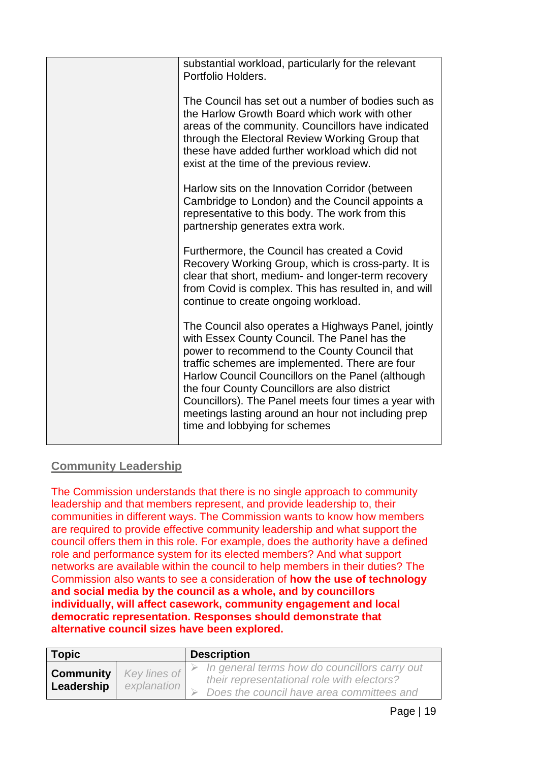| | |
|---|---|
| | substantial workload, particularly for the relevant Portfolio Holders.<br><br>The Council has set out a number of bodies such as the Harlow Growth Board which work with other areas of the community. Councillors have indicated through the Electoral Review Working Group that these have added further workload which did not exist at the time of the previous review.<br><br>Harlow sits on the Innovation Corridor (between Cambridge to London) and the Council appoints a representative to this body. The work from this partnership generates extra work.<br><br>Furthermore, the Council has created a Covid Recovery Working Group, which is cross-party. It is clear that short, medium- and longer-term recovery from Covid is complex. This has resulted in, and will continue to create ongoing workload.<br><br>The Council also operates a Highways Panel, jointly with Essex County Council. The Panel has the power to recommend to the County Council that traffic schemes are implemented. There are four Harlow Council Councillors on the Panel (although the four County Councillors are also district Councillors). The Panel meets four times a year with meetings lasting around an hour not including prep time and lobbying for schemes |

## Community Leadership

The Commission understands that there is no single approach to community leadership and that members represent, and provide leadership to, their communities in different ways. The Commission wants to know how members are required to provide effective community leadership and what support the council offers them in this role. For example, does the authority have a defined role and performance system for its elected members? And what support networks are available within the council to help members in their duties? The Commission also wants to see a consideration of **how the use of technology and social media by the council as a whole, and by councillors individually, will affect casework, community engagement and local democratic representation. Responses should demonstrate that alternative council sizes have been explored.**

| Topic | | Description |
|---|---|---|
| **Community Leadership** | *Key lines of explanation* | ➢ *In general terms how do councillors carry out their representational role with electors?*<br>➢ *Does the council have area committees and* |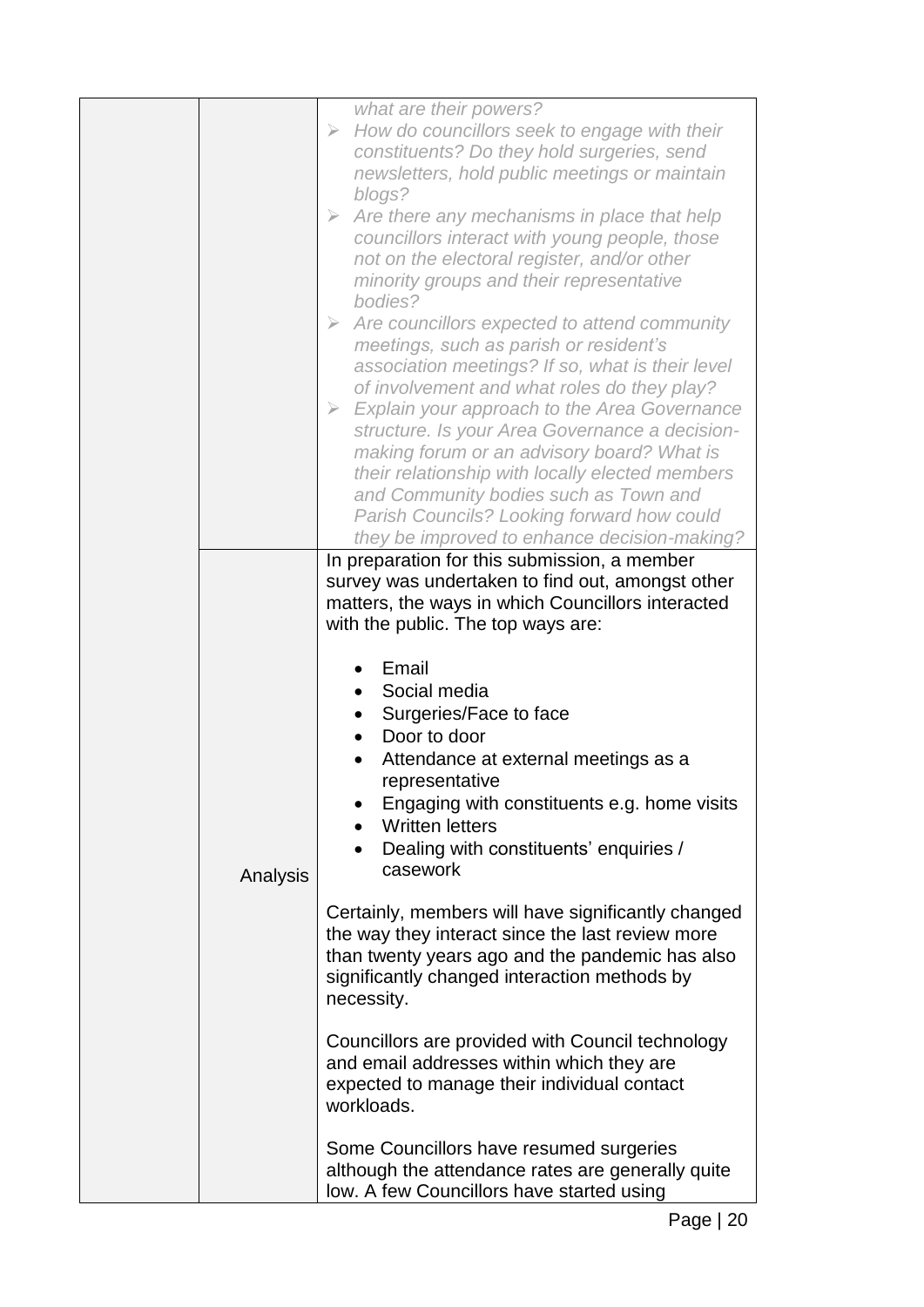| | | |
|---|---|---|
| | | *what are their powers?*<br>➢ *How do councillors seek to engage with their constituents? Do they hold surgeries, send newsletters, hold public meetings or maintain blogs?*<br>➢ *Are there any mechanisms in place that help councillors interact with young people, those not on the electoral register, and/or other minority groups and their representative bodies?*<br>➢ *Are councillors expected to attend community meetings, such as parish or resident's association meetings? If so, what is their level of involvement and what roles do they play?*<br>➢ *Explain your approach to the Area Governance structure. Is your Area Governance a decision-making forum or an advisory board? What is their relationship with locally elected members and Community bodies such as Town and Parish Councils? Looking forward how could they be improved to enhance decision-making?* |
| | Analysis | In preparation for this submission, a member survey was undertaken to find out, amongst other matters, the ways in which Councillors interacted with the public. The top ways are:<br><br>• Email<br>• Social media<br>• Surgeries/Face to face<br>• Door to door<br>• Attendance at external meetings as a representative<br>• Engaging with constituents e.g. home visits<br>• Written letters<br>• Dealing with constituents' enquiries / casework<br><br>Certainly, members will have significantly changed the way they interact since the last review more than twenty years ago and the pandemic has also significantly changed interaction methods by necessity.<br><br>Councillors are provided with Council technology and email addresses within which they are expected to manage their individual contact workloads.<br><br>Some Councillors have resumed surgeries although the attendance rates are generally quite low. A few Councillors have started using |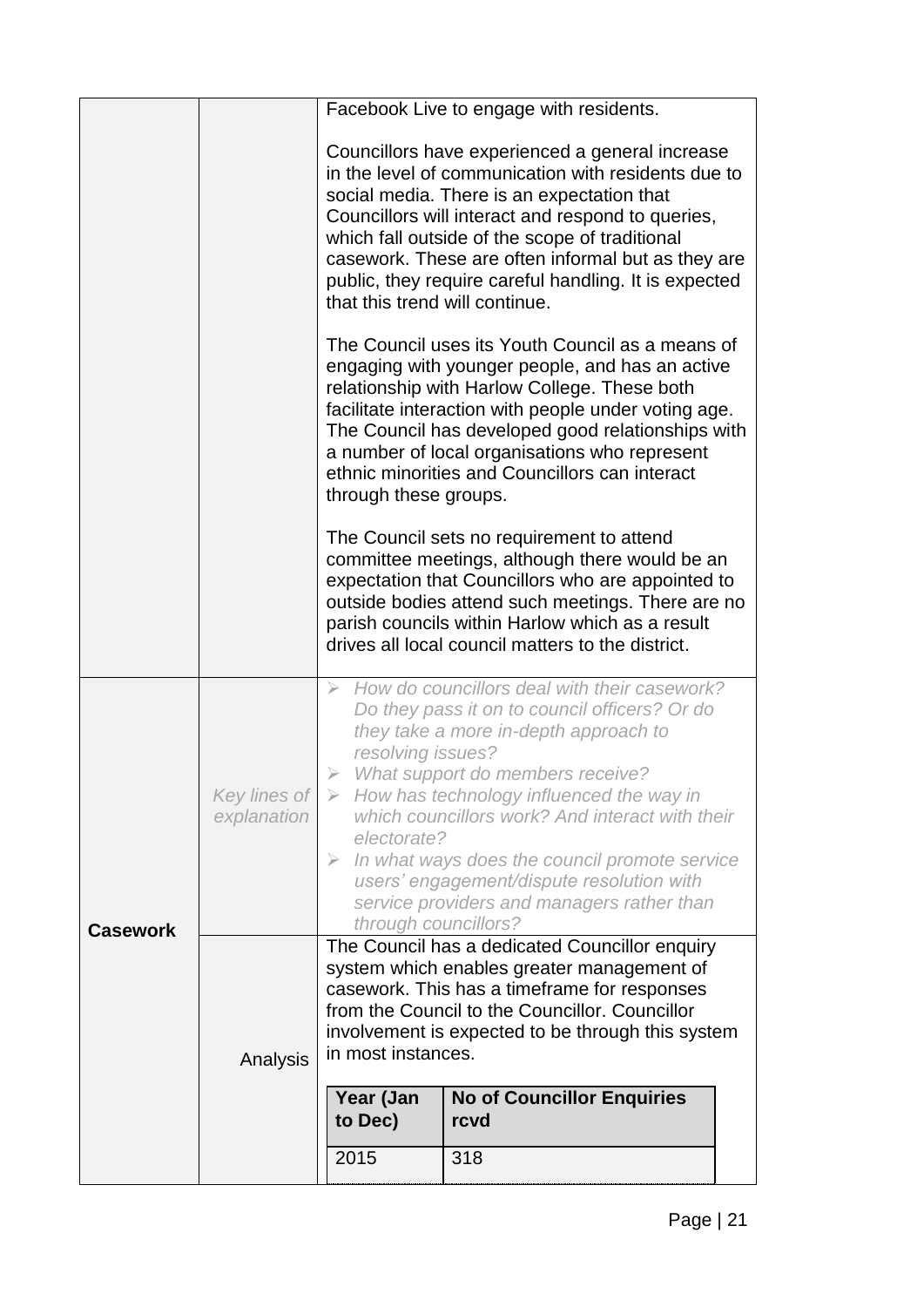| | | |
|---|---|---|
| | | Facebook Live to engage with residents.<br><br>Councillors have experienced a general increase in the level of communication with residents due to social media. There is an expectation that Councillors will interact and respond to queries, which fall outside of the scope of traditional casework. These are often informal but as they are public, they require careful handling. It is expected that this trend will continue.<br><br>The Council uses its Youth Council as a means of engaging with younger people, and has an active relationship with Harlow College. These both facilitate interaction with people under voting age. The Council has developed good relationships with a number of local organisations who represent ethnic minorities and Councillors can interact through these groups.<br><br>The Council sets no requirement to attend committee meetings, although there would be an expectation that Councillors who are appointed to outside bodies attend such meetings. There are no parish councils within Harlow which as a result drives all local council matters to the district. |
| **Casework** | *Key lines of explanation* | ➢ *How do councillors deal with their casework? Do they pass it on to council officers? Or do they take a more in-depth approach to resolving issues?*<br>➢ *What support do members receive?*<br>➢ *How has technology influenced the way in which councillors work? And interact with their electorate?*<br>➢ *In what ways does the council promote service users' engagement/dispute resolution with service providers and managers rather than through councillors?* |
| | Analysis | The Council has a dedicated Councillor enquiry system which enables greater management of casework. This has a timeframe for responses from the Council to the Councillor. Councillor involvement is expected to be through this system in most instances. |

| Year (Jan to Dec) | No of Councillor Enquiries rcvd |
|---|---|
| 2015 | 318 |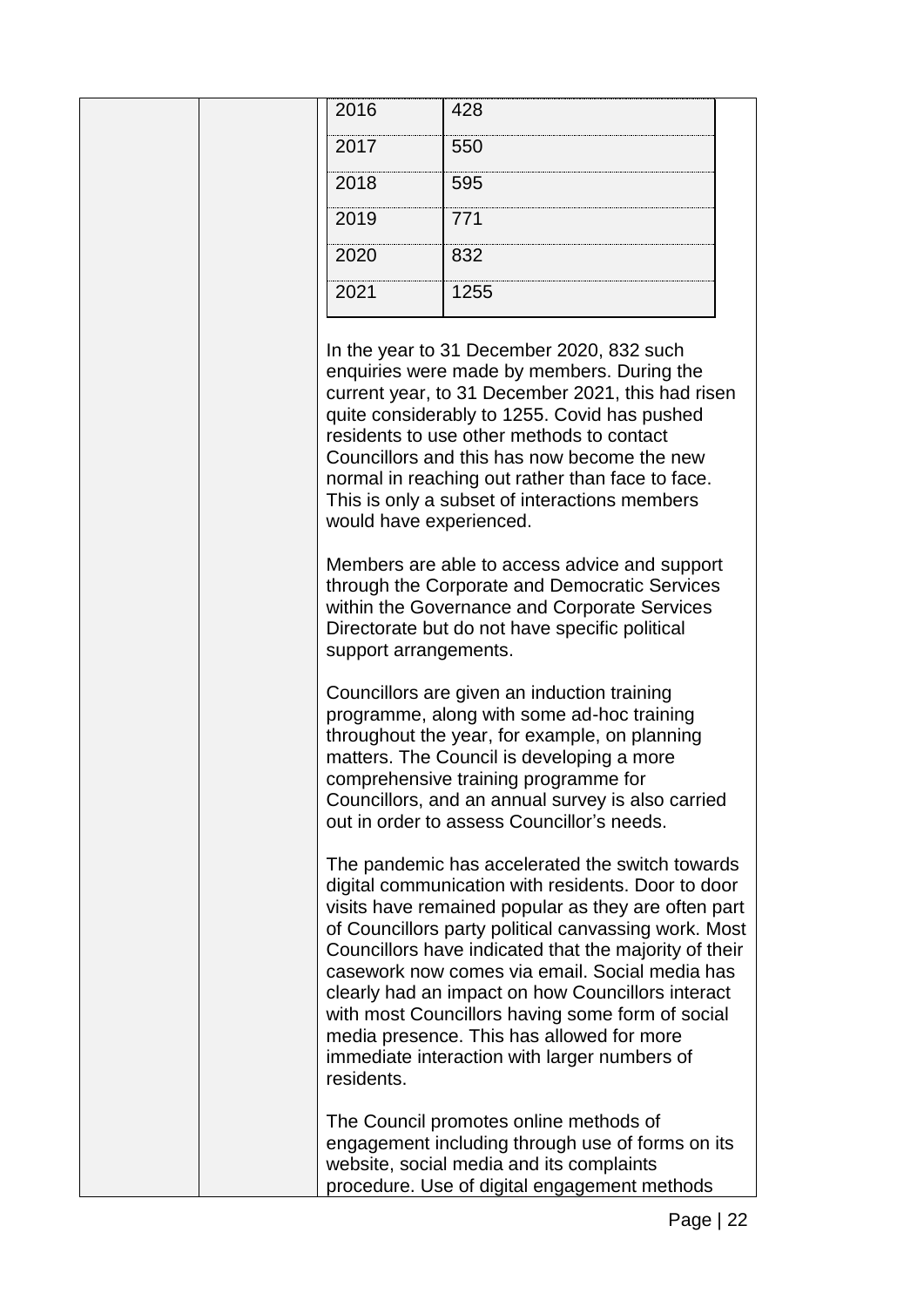| | |
|---|---|
| 2016 | 428 |
| 2017 | 550 |
| 2018 | 595 |
| 2019 | 771 |
| 2020 | 832 |
| 2021 | 1255 |

In the year to 31 December 2020, 832 such enquiries were made by members. During the current year, to 31 December 2021, this had risen quite considerably to 1255. Covid has pushed residents to use other methods to contact Councillors and this has now become the new normal in reaching out rather than face to face. This is only a subset of interactions members would have experienced.

Members are able to access advice and support through the Corporate and Democratic Services within the Governance and Corporate Services Directorate but do not have specific political support arrangements.

Councillors are given an induction training programme, along with some ad-hoc training throughout the year, for example, on planning matters. The Council is developing a more comprehensive training programme for Councillors, and an annual survey is also carried out in order to assess Councillor's needs.

The pandemic has accelerated the switch towards digital communication with residents. Door to door visits have remained popular as they are often part of Councillors party political canvassing work. Most Councillors have indicated that the majority of their casework now comes via email. Social media has clearly had an impact on how Councillors interact with most Councillors having some form of social media presence. This has allowed for more immediate interaction with larger numbers of residents.

The Council promotes online methods of engagement including through use of forms on its website, social media and its complaints procedure. Use of digital engagement methods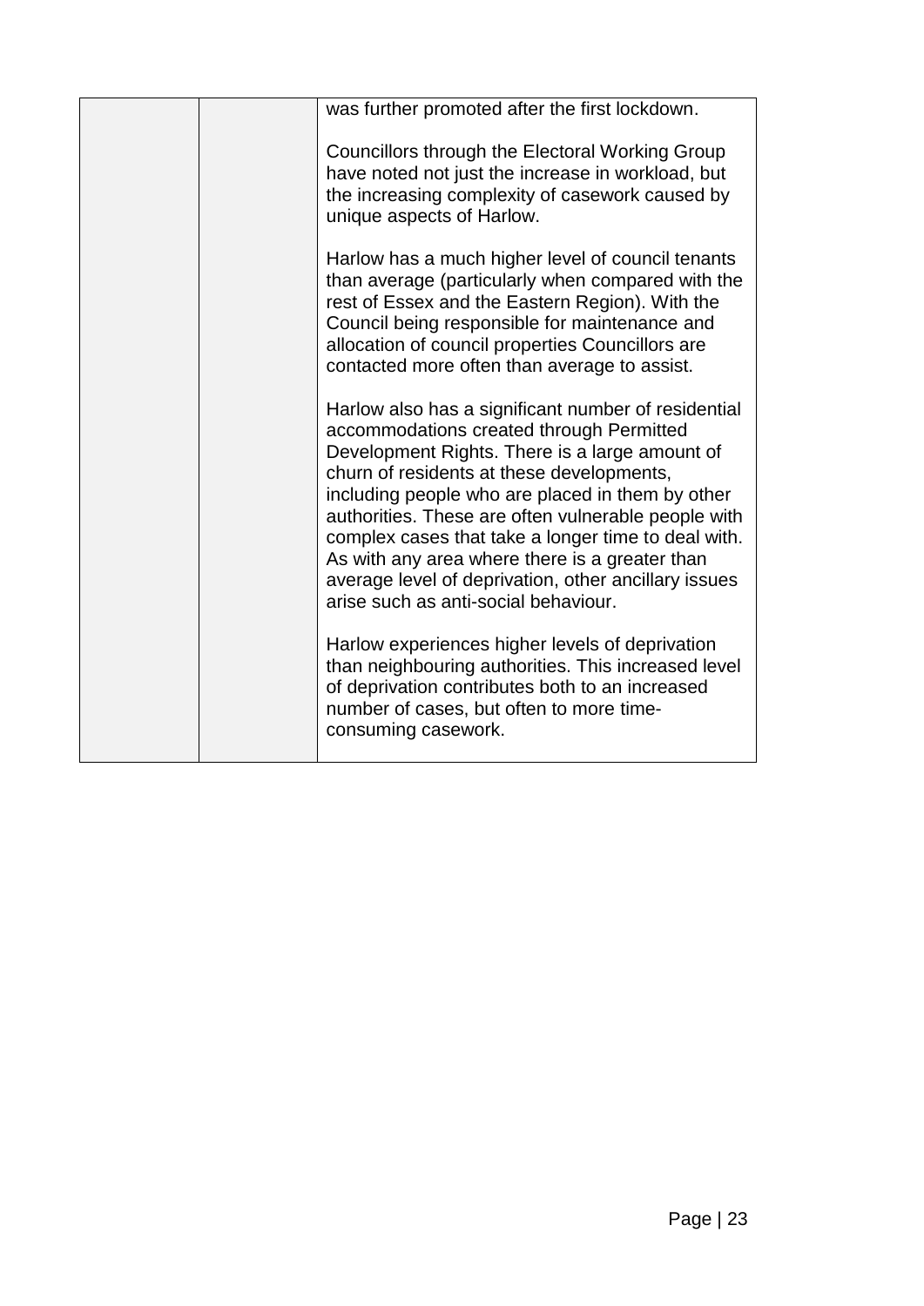| | | was further promoted after the first lockdown.<br><br>Councillors through the Electoral Working Group have noted not just the increase in workload, but the increasing complexity of casework caused by unique aspects of Harlow.<br><br>Harlow has a much higher level of council tenants than average (particularly when compared with the rest of Essex and the Eastern Region). With the Council being responsible for maintenance and allocation of council properties Councillors are contacted more often than average to assist.<br><br>Harlow also has a significant number of residential accommodations created through Permitted Development Rights. There is a large amount of churn of residents at these developments, including people who are placed in them by other authorities. These are often vulnerable people with complex cases that take a longer time to deal with. As with any area where there is a greater than average level of deprivation, other ancillary issues arise such as anti-social behaviour.<br><br>Harlow experiences higher levels of deprivation than neighbouring authorities. This increased level of deprivation contributes both to an increased number of cases, but often to more time-consuming casework. |
|---|---|---|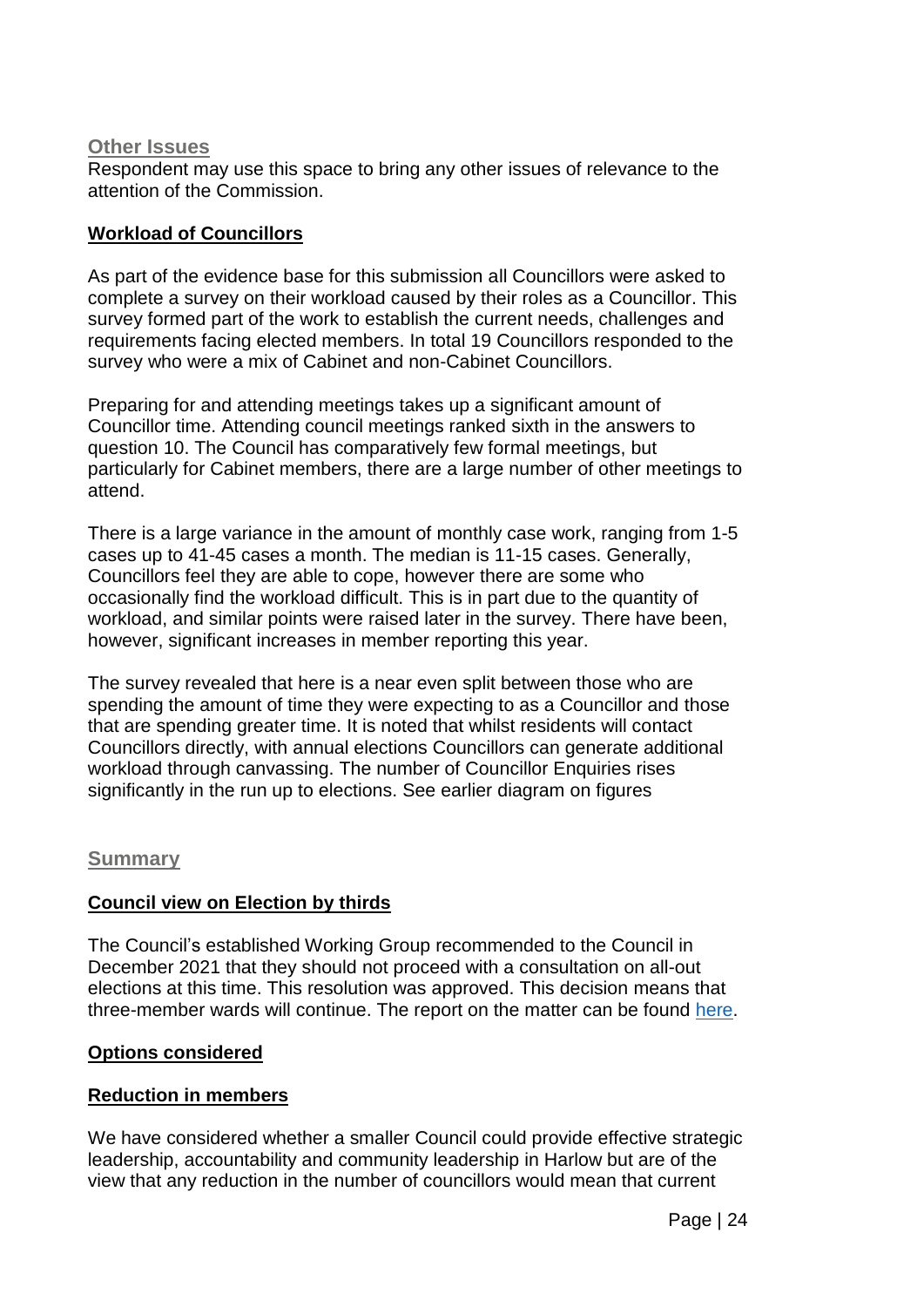## Other Issues

Respondent may use this space to bring any other issues of relevance to the attention of the Commission.

### Workload of Councillors

As part of the evidence base for this submission all Councillors were asked to complete a survey on their workload caused by their roles as a Councillor. This survey formed part of the work to establish the current needs, challenges and requirements facing elected members. In total 19 Councillors responded to the survey who were a mix of Cabinet and non-Cabinet Councillors.

Preparing for and attending meetings takes up a significant amount of Councillor time. Attending council meetings ranked sixth in the answers to question 10. The Council has comparatively few formal meetings, but particularly for Cabinet members, there are a large number of other meetings to attend.

There is a large variance in the amount of monthly case work, ranging from 1-5 cases up to 41-45 cases a month. The median is 11-15 cases. Generally, Councillors feel they are able to cope, however there are some who occasionally find the workload difficult. This is in part due to the quantity of workload, and similar points were raised later in the survey. There have been, however, significant increases in member reporting this year.

The survey revealed that here is a near even split between those who are spending the amount of time they were expecting to as a Councillor and those that are spending greater time. It is noted that whilst residents will contact Councillors directly, with annual elections Councillors can generate additional workload through canvassing. The number of Councillor Enquiries rises significantly in the run up to elections. See earlier diagram on figures

## Summary

### Council view on Election by thirds

The Council's established Working Group recommended to the Council in December 2021 that they should not proceed with a consultation on all-out elections at this time. This resolution was approved. This decision means that three-member wards will continue. The report on the matter can be found here.

### Options considered

### Reduction in members

We have considered whether a smaller Council could provide effective strategic leadership, accountability and community leadership in Harlow but are of the view that any reduction in the number of councillors would mean that current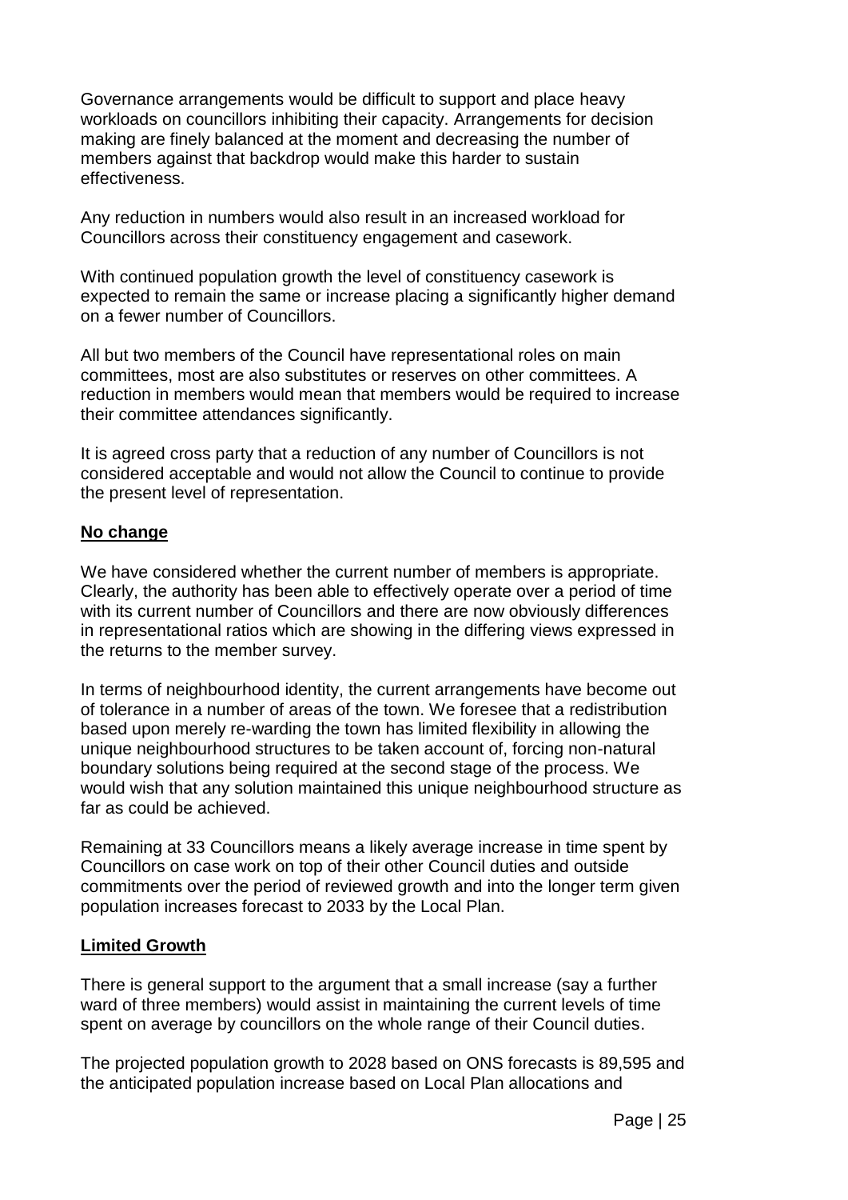Governance arrangements would be difficult to support and place heavy workloads on councillors inhibiting their capacity. Arrangements for decision making are finely balanced at the moment and decreasing the number of members against that backdrop would make this harder to sustain effectiveness.

Any reduction in numbers would also result in an increased workload for Councillors across their constituency engagement and casework.

With continued population growth the level of constituency casework is expected to remain the same or increase placing a significantly higher demand on a fewer number of Councillors.

All but two members of the Council have representational roles on main committees, most are also substitutes or reserves on other committees. A reduction in members would mean that members would be required to increase their committee attendances significantly.

It is agreed cross party that a reduction of any number of Councillors is not considered acceptable and would not allow the Council to continue to provide the present level of representation.

**No change**

We have considered whether the current number of members is appropriate. Clearly, the authority has been able to effectively operate over a period of time with its current number of Councillors and there are now obviously differences in representational ratios which are showing in the differing views expressed in the returns to the member survey.

In terms of neighbourhood identity, the current arrangements have become out of tolerance in a number of areas of the town. We foresee that a redistribution based upon merely re-warding the town has limited flexibility in allowing the unique neighbourhood structures to be taken account of, forcing non-natural boundary solutions being required at the second stage of the process. We would wish that any solution maintained this unique neighbourhood structure as far as could be achieved.

Remaining at 33 Councillors means a likely average increase in time spent by Councillors on case work on top of their other Council duties and outside commitments over the period of reviewed growth and into the longer term given population increases forecast to 2033 by the Local Plan.

**Limited Growth**

There is general support to the argument that a small increase (say a further ward of three members) would assist in maintaining the current levels of time spent on average by councillors on the whole range of their Council duties.

The projected population growth to 2028 based on ONS forecasts is 89,595 and the anticipated population increase based on Local Plan allocations and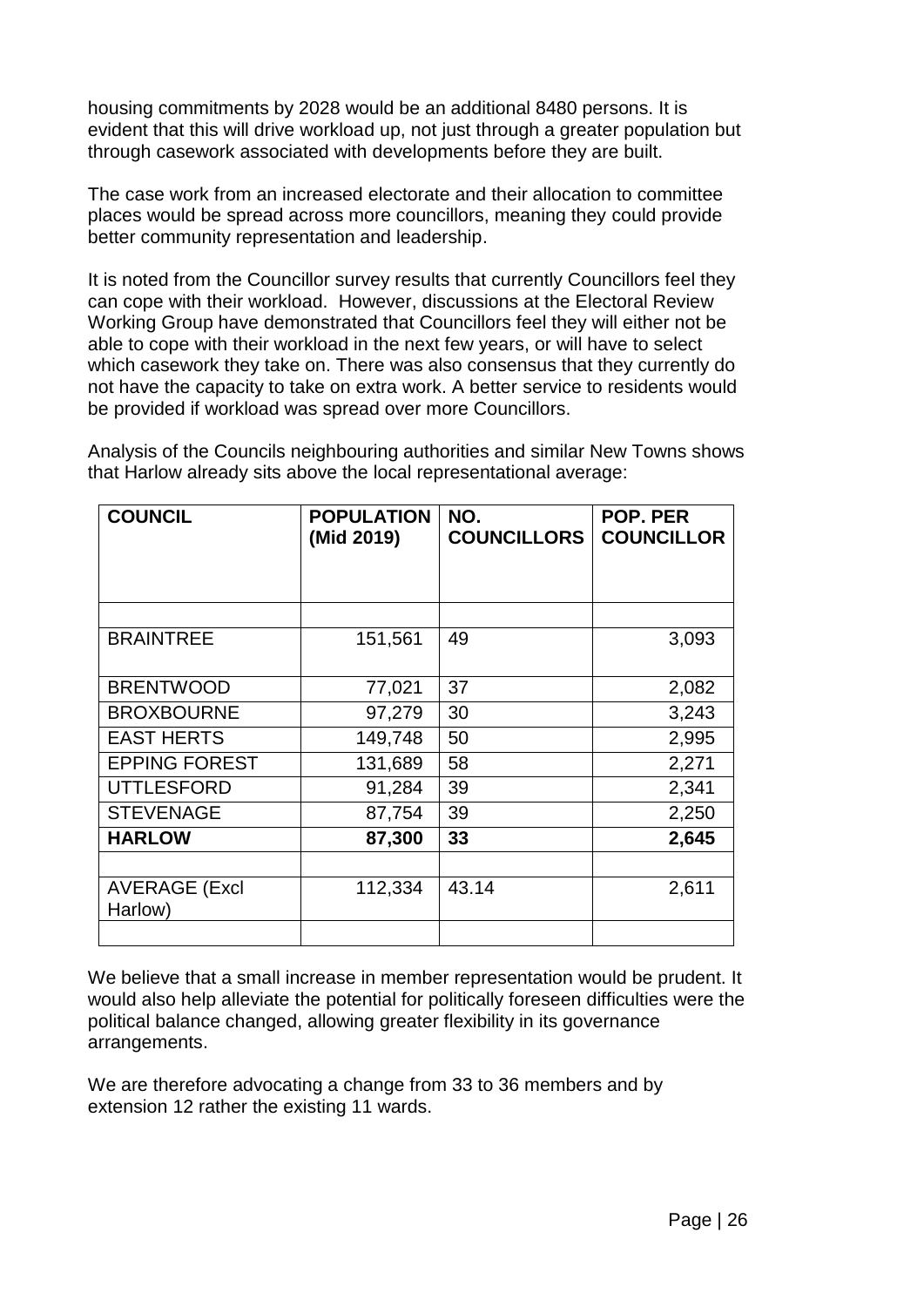housing commitments by 2028 would be an additional 8480 persons. It is evident that this will drive workload up, not just through a greater population but through casework associated with developments before they are built.

The case work from an increased electorate and their allocation to committee places would be spread across more councillors, meaning they could provide better community representation and leadership.

It is noted from the Councillor survey results that currently Councillors feel they can cope with their workload. However, discussions at the Electoral Review Working Group have demonstrated that Councillors feel they will either not be able to cope with their workload in the next few years, or will have to select which casework they take on. There was also consensus that they currently do not have the capacity to take on extra work. A better service to residents would be provided if workload was spread over more Councillors.

Analysis of the Councils neighbouring authorities and similar New Towns shows that Harlow already sits above the local representational average:

| COUNCIL | POPULATION (Mid 2019) | NO. COUNCILLORS | POP. PER COUNCILLOR |
|---|---|---|---|
| | | | |
| BRAINTREE | 151,561 | 49 | 3,093 |
| BRENTWOOD | 77,021 | 37 | 2,082 |
| BROXBOURNE | 97,279 | 30 | 3,243 |
| EAST HERTS | 149,748 | 50 | 2,995 |
| EPPING FOREST | 131,689 | 58 | 2,271 |
| UTTLESFORD | 91,284 | 39 | 2,341 |
| STEVENAGE | 87,754 | 39 | 2,250 |
| **HARLOW** | **87,300** | **33** | **2,645** |
| | | | |
| AVERAGE (Excl Harlow) | 112,334 | 43.14 | 2,611 |
| | | | |

We believe that a small increase in member representation would be prudent. It would also help alleviate the potential for politically foreseen difficulties were the political balance changed, allowing greater flexibility in its governance arrangements.

We are therefore advocating a change from 33 to 36 members and by extension 12 rather the existing 11 wards.